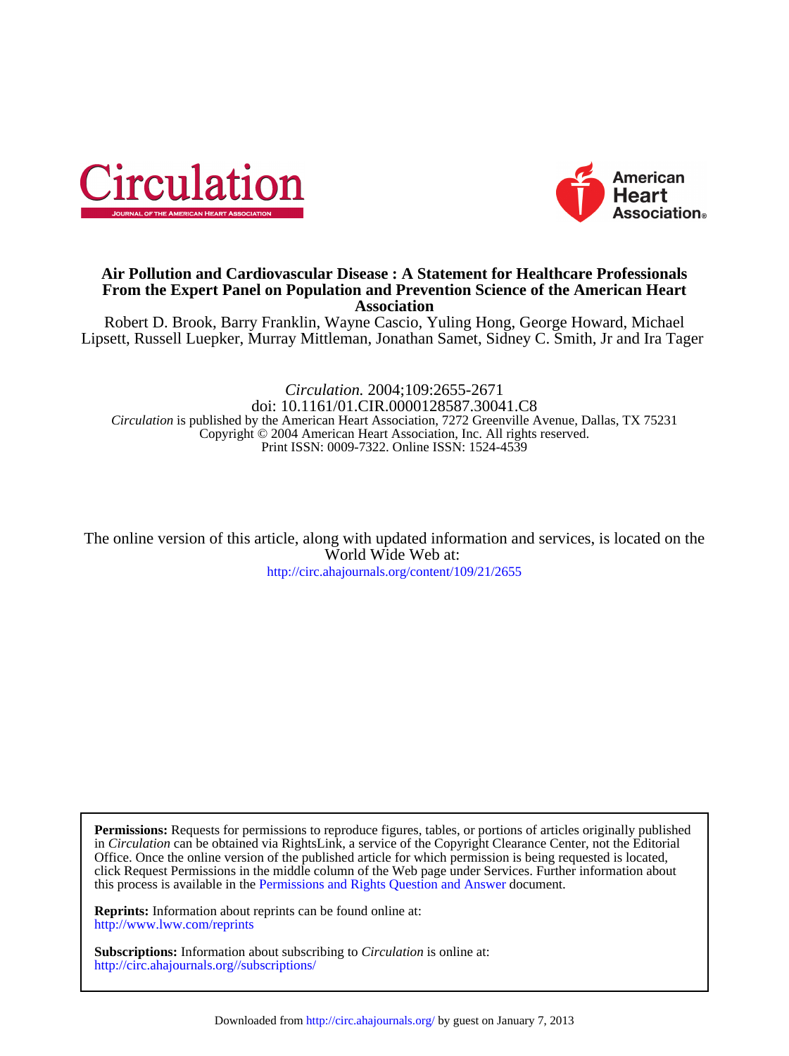# Air Pollution and Cardiovascular Disease : A Statement for Healthcare Professionals From the Expert Panel on Population and Prevention Science of the American Heart Association

Robert D. Brook, Barry Franklin, Wayne Cascio, Yuling Hong, George Howard, Michael Lipsett, Russell Luepker, Murray Mittleman, Jonathan Samet, Sidney C. Smith, Jr and Ira Tager

*Circulation.* 2004;109:2655-2671
doi: 10.1161/01.CIR.0000128587.30041.C8
*Circulation* is published by the American Heart Association, 7272 Greenville Avenue, Dallas, TX 75231
Copyright © 2004 American Heart Association, Inc. All rights reserved.
Print ISSN: 0009-7322. Online ISSN: 1524-4539

The online version of this article, along with updated information and services, is located on the World Wide Web at:
http://circ.ahajournals.org/content/109/21/2655

**Permissions:** Requests for permissions to reproduce figures, tables, or portions of articles originally published in *Circulation* can be obtained via RightsLink, a service of the Copyright Clearance Center, not the Editorial Office. Once the online version of the published article for which permission is being requested is located, click Request Permissions in the middle column of the Web page under Services. Further information about this process is available in the Permissions and Rights Question and Answer document.

**Reprints:** Information about reprints can be found online at:
http://www.lww.com/reprints

**Subscriptions:** Information about subscribing to *Circulation* is online at:
http://circ.ahajournals.org//subscriptions/

Downloaded from http://circ.ahajournals.org/ by guest on January 7, 2013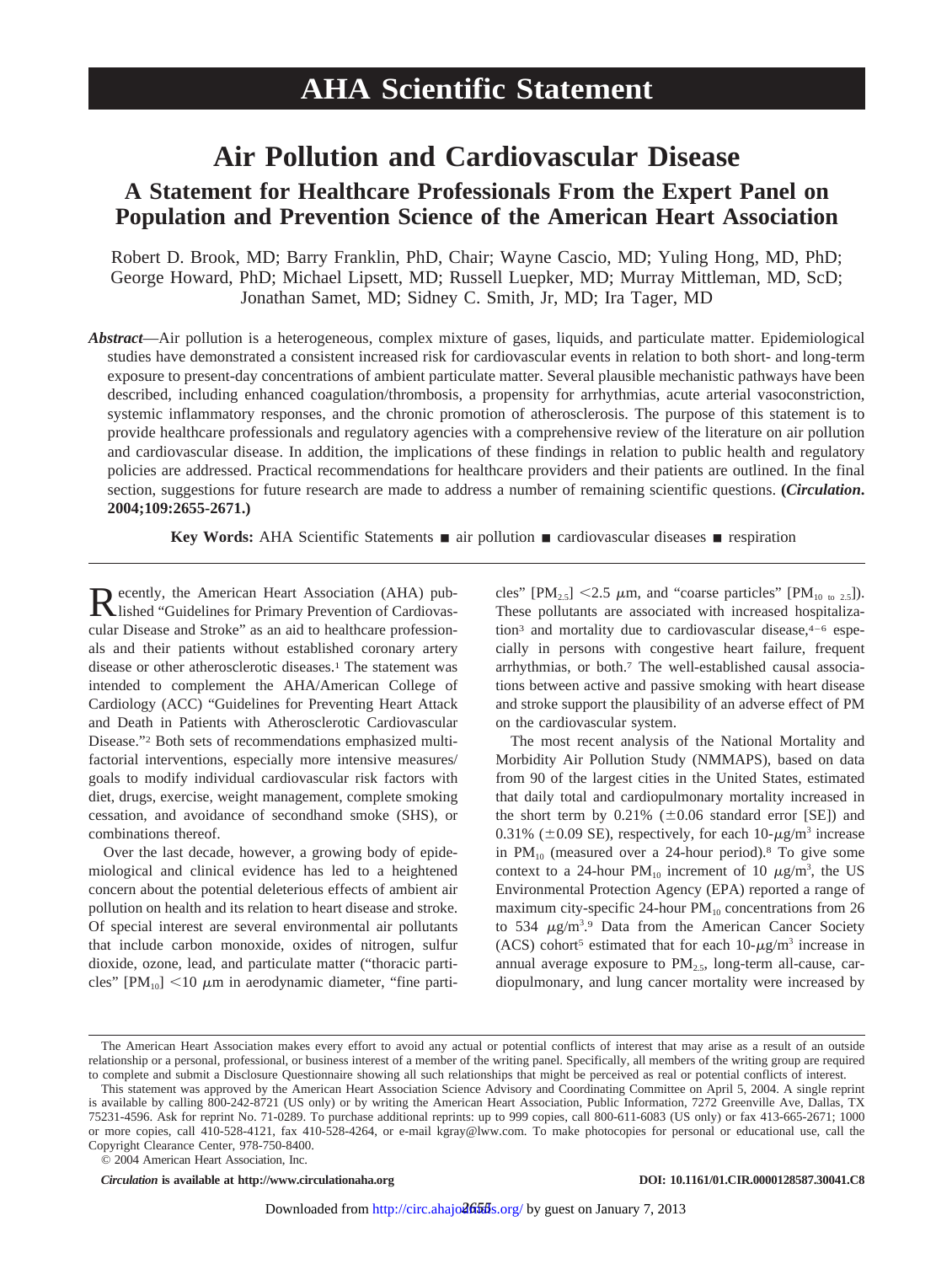# AHA Scientific Statement

# Air Pollution and Cardiovascular Disease

## A Statement for Healthcare Professionals From the Expert Panel on Population and Prevention Science of the American Heart Association

Robert D. Brook, MD; Barry Franklin, PhD, Chair; Wayne Cascio, MD; Yuling Hong, MD, PhD; George Howard, PhD; Michael Lipsett, MD; Russell Luepker, MD; Murray Mittleman, MD, ScD; Jonathan Samet, MD; Sidney C. Smith, Jr, MD; Ira Tager, MD

***Abstract*****—**Air pollution is a heterogeneous, complex mixture of gases, liquids, and particulate matter. Epidemiological studies have demonstrated a consistent increased risk for cardiovascular events in relation to both short- and long-term exposure to present-day concentrations of ambient particulate matter. Several plausible mechanistic pathways have been described, including enhanced coagulation/thrombosis, a propensity for arrhythmias, acute arterial vasoconstriction, systemic inflammatory responses, and the chronic promotion of atherosclerosis. The purpose of this statement is to provide healthcare professionals and regulatory agencies with a comprehensive review of the literature on air pollution and cardiovascular disease. In addition, the implications of these findings in relation to public health and regulatory policies are addressed. Practical recommendations for healthcare providers and their patients are outlined. In the final section, suggestions for future research are made to address a number of remaining scientific questions. **(*Circulation.* 2004;109:2655-2671.)**

**Key Words:** AHA Scientific Statements ■ air pollution ■ cardiovascular diseases ■ respiration

Recently, the American Heart Association (AHA) published "Guidelines for Primary Prevention of Cardiovascular Disease and Stroke" as an aid to healthcare professionals and their patients without established coronary artery disease or other atherosclerotic diseases.[1] The statement was intended to complement the AHA/American College of Cardiology (ACC) "Guidelines for Preventing Heart Attack and Death in Patients with Atherosclerotic Cardiovascular Disease."[2] Both sets of recommendations emphasized multifactorial interventions, especially more intensive measures/goals to modify individual cardiovascular risk factors with diet, drugs, exercise, weight management, complete smoking cessation, and avoidance of secondhand smoke (SHS), or combinations thereof.

Over the last decade, however, a growing body of epidemiological and clinical evidence has led to a heightened concern about the potential deleterious effects of ambient air pollution on health and its relation to heart disease and stroke. Of special interest are several environmental air pollutants that include carbon monoxide, oxides of nitrogen, sulfur dioxide, ozone, lead, and particulate matter ("thoracic particles" [$PM_{10}$] $<10$ $\mu$m in aerodynamic diameter, "fine particles" [$PM_{2.5}$] $<2.5$ $\mu$m, and "coarse particles" [$PM_{10\text{ to }2.5}$]). These pollutants are associated with increased hospitalization[3] and mortality due to cardiovascular disease,[4–6] especially in persons with congestive heart failure, frequent arrhythmias, or both.[7] The well-established causal associations between active and passive smoking with heart disease and stroke support the plausibility of an adverse effect of PM on the cardiovascular system.

The most recent analysis of the National Mortality and Morbidity Air Pollution Study (NMMAPS), based on data from 90 of the largest cities in the United States, estimated that daily total and cardiopulmonary mortality increased in the short term by 0.21% ($\pm$0.06 standard error [SE]) and 0.31% ($\pm$0.09 SE), respectively, for each 10-$\mu$g/m$^3$ increase in $PM_{10}$ (measured over a 24-hour period).[8] To give some context to a 24-hour $PM_{10}$ increment of 10 $\mu$g/m$^3$, the US Environmental Protection Agency (EPA) reported a range of maximum city-specific 24-hour $PM_{10}$ concentrations from 26 to 534 $\mu$g/m$^3$.[9] Data from the American Cancer Society (ACS) cohort[5] estimated that for each 10-$\mu$g/m$^3$ increase in annual average exposure to $PM_{2.5}$, long-term all-cause, cardiopulmonary, and lung cancer mortality were increased by

The American Heart Association makes every effort to avoid any actual or potential conflicts of interest that may arise as a result of an outside relationship or a personal, professional, or business interest of a member of the writing panel. Specifically, all members of the writing group are required to complete and submit a Disclosure Questionnaire showing all such relationships that might be perceived as real or potential conflicts of interest.

This statement was approved by the American Heart Association Science Advisory and Coordinating Committee on April 5, 2004. A single reprint is available by calling 800-242-8721 (US only) or by writing the American Heart Association, Public Information, 7272 Greenville Ave, Dallas, TX 75231-4596. Ask for reprint No. 71-0289. To purchase additional reprints: up to 999 copies, call 800-611-6083 (US only) or fax 413-665-2671; 1000 or more copies, call 410-528-4121, fax 410-528-4264, or e-mail kgray@lww.com. To make photocopies for personal or educational use, call the Copyright Clearance Center, 978-750-8400.

© 2004 American Heart Association, Inc.

*Circulation* is available at http://www.circulationaha.org — DOI: 10.1161/01.CIR.0000128587.30041.C8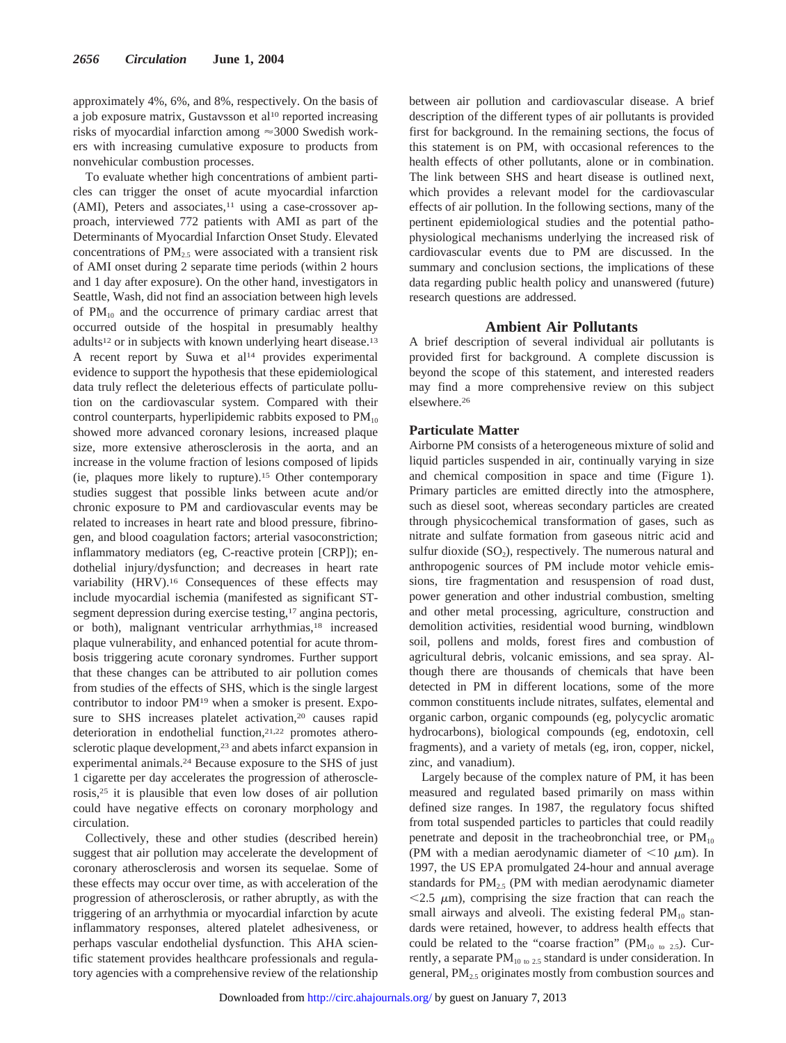approximately 4%, 6%, and 8%, respectively. On the basis of a job exposure matrix, Gustavsson et al[10] reported increasing risks of myocardial infarction among ≈3000 Swedish workers with increasing cumulative exposure to products from nonvehicular combustion processes.

To evaluate whether high concentrations of ambient particles can trigger the onset of acute myocardial infarction (AMI), Peters and associates,[11] using a case-crossover approach, interviewed 772 patients with AMI as part of the Determinants of Myocardial Infarction Onset Study. Elevated concentrations of $PM_{2.5}$ were associated with a transient risk of AMI onset during 2 separate time periods (within 2 hours and 1 day after exposure). On the other hand, investigators in Seattle, Wash, did not find an association between high levels of $PM_{10}$ and the occurrence of primary cardiac arrest that occurred outside of the hospital in presumably healthy adults[12] or in subjects with known underlying heart disease.[13] A recent report by Suwa et al[14] provides experimental evidence to support the hypothesis that these epidemiological data truly reflect the deleterious effects of particulate pollution on the cardiovascular system. Compared with their control counterparts, hyperlipidemic rabbits exposed to $PM_{10}$ showed more advanced coronary lesions, increased plaque size, more extensive atherosclerosis in the aorta, and an increase in the volume fraction of lesions composed of lipids (ie, plaques more likely to rupture).[15] Other contemporary studies suggest that possible links between acute and/or chronic exposure to PM and cardiovascular events may be related to increases in heart rate and blood pressure, fibrinogen, and blood coagulation factors; arterial vasoconstriction; inflammatory mediators (eg, C-reactive protein [CRP]); endothelial injury/dysfunction; and decreases in heart rate variability (HRV).[16] Consequences of these effects may include myocardial ischemia (manifested as significant ST-segment depression during exercise testing,[17] angina pectoris, or both), malignant ventricular arrhythmias,[18] increased plaque vulnerability, and enhanced potential for acute thrombosis triggering acute coronary syndromes. Further support that these changes can be attributed to air pollution comes from studies of the effects of SHS, which is the single largest contributor to indoor PM[19] when a smoker is present. Exposure to SHS increases platelet activation,[20] causes rapid deterioration in endothelial function,[21,22] promotes atherosclerotic plaque development,[23] and abets infarct expansion in experimental animals.[24] Because exposure to the SHS of just 1 cigarette per day accelerates the progression of atherosclerosis,[25] it is plausible that even low doses of air pollution could have negative effects on coronary morphology and circulation.

Collectively, these and other studies (described herein) suggest that air pollution may accelerate the development of coronary atherosclerosis and worsen its sequelae. Some of these effects may occur over time, as with acceleration of the progression of atherosclerosis, or rather abruptly, as with the triggering of an arrhythmia or myocardial infarction by acute inflammatory responses, altered platelet adhesiveness, or perhaps vascular endothelial dysfunction. This AHA scientific statement provides healthcare professionals and regulatory agencies with a comprehensive review of the relationship between air pollution and cardiovascular disease. A brief description of the different types of air pollutants is provided first for background. In the remaining sections, the focus of this statement is on PM, with occasional references to the health effects of other pollutants, alone or in combination. The link between SHS and heart disease is outlined next, which provides a relevant model for the cardiovascular effects of air pollution. In the following sections, many of the pertinent epidemiological studies and the potential pathophysiological mechanisms underlying the increased risk of cardiovascular events due to PM are discussed. In the summary and conclusion sections, the implications of these data regarding public health policy and unanswered (future) research questions are addressed.

## Ambient Air Pollutants

A brief description of several individual air pollutants is provided first for background. A complete discussion is beyond the scope of this statement, and interested readers may find a more comprehensive review on this subject elsewhere.[26]

### Particulate Matter

Airborne PM consists of a heterogeneous mixture of solid and liquid particles suspended in air, continually varying in size and chemical composition in space and time (Figure 1). Primary particles are emitted directly into the atmosphere, such as diesel soot, whereas secondary particles are created through physicochemical transformation of gases, such as nitrate and sulfate formation from gaseous nitric acid and sulfur dioxide ($SO_2$), respectively. The numerous natural and anthropogenic sources of PM include motor vehicle emissions, tire fragmentation and resuspension of road dust, power generation and other industrial combustion, smelting and other metal processing, agriculture, construction and demolition activities, residential wood burning, windblown soil, pollens and molds, forest fires and combustion of agricultural debris, volcanic emissions, and sea spray. Although there are thousands of chemicals that have been detected in PM in different locations, some of the more common constituents include nitrates, sulfates, elemental and organic carbon, organic compounds (eg, polycyclic aromatic hydrocarbons), biological compounds (eg, endotoxin, cell fragments), and a variety of metals (eg, iron, copper, nickel, zinc, and vanadium).

Largely because of the complex nature of PM, it has been measured and regulated based primarily on mass within defined size ranges. In 1987, the regulatory focus shifted from total suspended particles to particles that could readily penetrate and deposit in the tracheobronchial tree, or $PM_{10}$ (PM with a median aerodynamic diameter of $<10$ $\mu$m). In 1997, the US EPA promulgated 24-hour and annual average standards for $PM_{2.5}$ (PM with median aerodynamic diameter $<2.5$ $\mu$m), comprising the size fraction that can reach the small airways and alveoli. The existing federal $PM_{10}$ standards were retained, however, to address health effects that could be related to the "coarse fraction" ($PM_{10\ to\ 2.5}$). Currently, a separate $PM_{10\ to\ 2.5}$ standard is under consideration. In general, $PM_{2.5}$ originates mostly from combustion sources and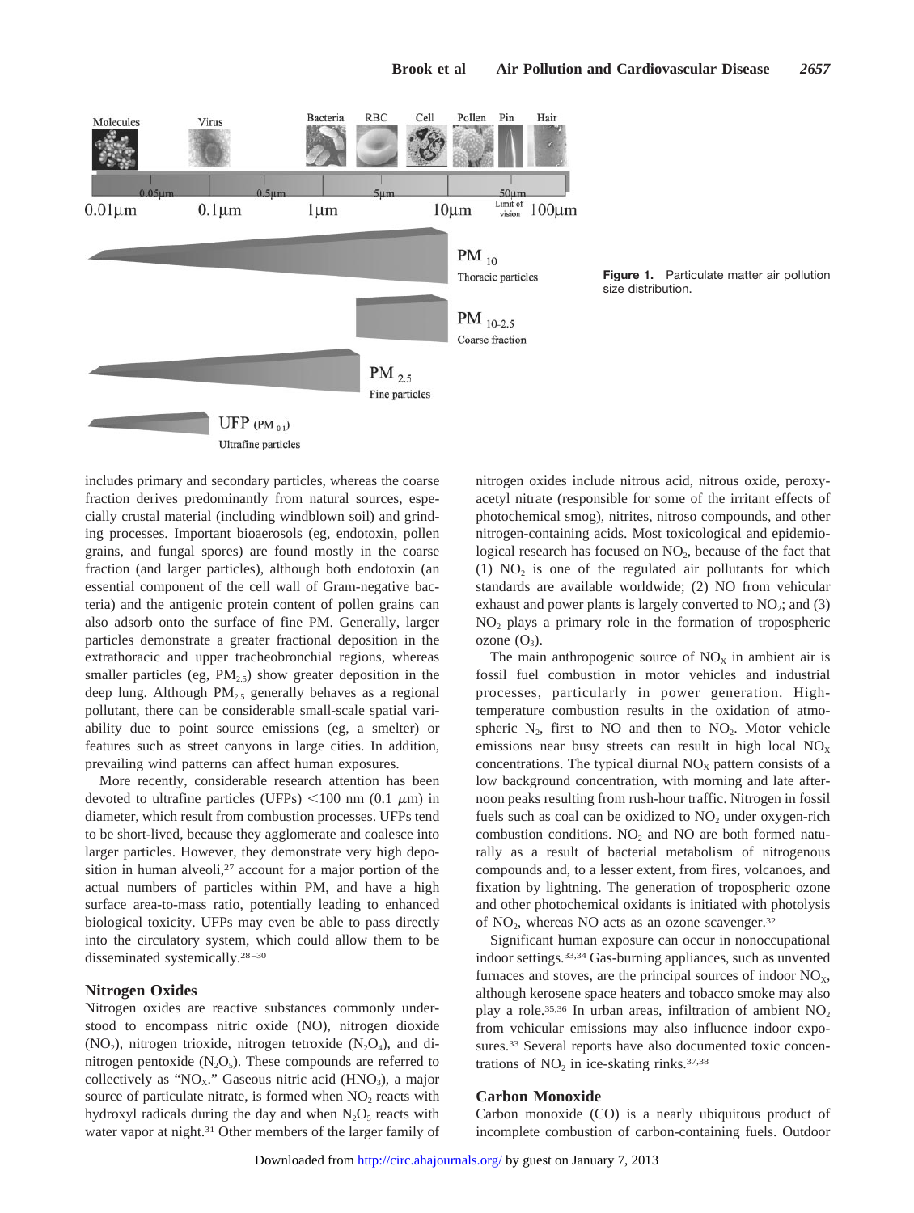Figure 1. Particulate matter air pollution size distribution.

includes primary and secondary particles, whereas the coarse fraction derives predominantly from natural sources, especially crustal material (including windblown soil) and grinding processes. Important bioaerosols (eg, endotoxin, pollen grains, and fungal spores) are found mostly in the coarse fraction (and larger particles), although both endotoxin (an essential component of the cell wall of Gram-negative bacteria) and the antigenic protein content of pollen grains can also adsorb onto the surface of fine PM. Generally, larger particles demonstrate a greater fractional deposition in the extrathoracic and upper tracheobronchial regions, whereas smaller particles (eg, $PM_{2.5}$) show greater deposition in the deep lung. Although $PM_{2.5}$ generally behaves as a regional pollutant, there can be considerable small-scale spatial variability due to point source emissions (eg, a smelter) or features such as street canyons in large cities. In addition, prevailing wind patterns can affect human exposures.

More recently, considerable research attention has been devoted to ultrafine particles (UFPs) <100 nm (0.1 $\mu$m) in diameter, which result from combustion processes. UFPs tend to be short-lived, because they agglomerate and coalesce into larger particles. However, they demonstrate very high deposition in human alveoli,[27] account for a major portion of the actual numbers of particles within PM, and have a high surface area-to-mass ratio, potentially leading to enhanced biological toxicity. UFPs may even be able to pass directly into the circulatory system, which could allow them to be disseminated systemically.[28–30]

### Nitrogen Oxides

Nitrogen oxides are reactive substances commonly understood to encompass nitric oxide (NO), nitrogen dioxide ($NO_2$), nitrogen trioxide, nitrogen tetroxide ($N_2O_4$), and dinitrogen pentoxide ($N_2O_5$). These compounds are referred to collectively as "$NO_X$." Gaseous nitric acid ($HNO_3$), a major source of particulate nitrate, is formed when $NO_2$ reacts with hydroxyl radicals during the day and when $N_2O_5$ reacts with water vapor at night.[31] Other members of the larger family of nitrogen oxides include nitrous acid, nitrous oxide, peroxyacetyl nitrate (responsible for some of the irritant effects of photochemical smog), nitrites, nitroso compounds, and other nitrogen-containing acids. Most toxicological and epidemiological research has focused on $NO_2$, because of the fact that (1) $NO_2$ is one of the regulated air pollutants for which standards are available worldwide; (2) NO from vehicular exhaust and power plants is largely converted to $NO_2$; and (3) $NO_2$ plays a primary role in the formation of tropospheric ozone ($O_3$).

The main anthropogenic source of $NO_X$ in ambient air is fossil fuel combustion in motor vehicles and industrial processes, particularly in power generation. High-temperature combustion results in the oxidation of atmospheric $N_2$, first to NO and then to $NO_2$. Motor vehicle emissions near busy streets can result in high local $NO_X$ concentrations. The typical diurnal $NO_X$ pattern consists of a low background concentration, with morning and late afternoon peaks resulting from rush-hour traffic. Nitrogen in fossil fuels such as coal can be oxidized to $NO_2$ under oxygen-rich combustion conditions. $NO_2$ and NO are both formed naturally as a result of bacterial metabolism of nitrogenous compounds and, to a lesser extent, from fires, volcanoes, and fixation by lightning. The generation of tropospheric ozone and other photochemical oxidants is initiated with photolysis of $NO_2$, whereas NO acts as an ozone scavenger.[32]

Significant human exposure can occur in nonoccupational indoor settings.[33,34] Gas-burning appliances, such as unvented furnaces and stoves, are the principal sources of indoor $NO_X$, although kerosene space heaters and tobacco smoke may also play a role.[35,36] In urban areas, infiltration of ambient $NO_2$ from vehicular emissions may also influence indoor exposures.[33] Several reports have also documented toxic concentrations of $NO_2$ in ice-skating rinks.[37,38]

### Carbon Monoxide

Carbon monoxide (CO) is a nearly ubiquitous product of incomplete combustion of carbon-containing fuels. Outdoor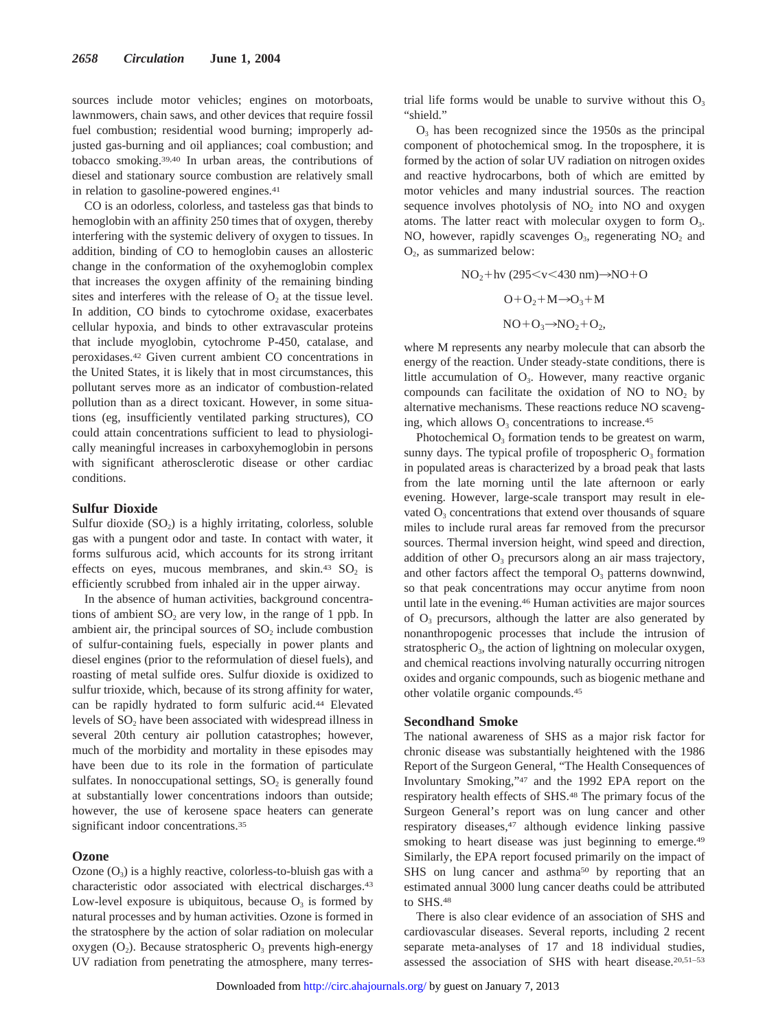sources include motor vehicles; engines on motorboats, lawnmowers, chain saws, and other devices that require fossil fuel combustion; residential wood burning; improperly adjusted gas-burning and oil appliances; coal combustion; and tobacco smoking.[39,40] In urban areas, the contributions of diesel and stationary source combustion are relatively small in relation to gasoline-powered engines.[41]

CO is an odorless, colorless, and tasteless gas that binds to hemoglobin with an affinity 250 times that of oxygen, thereby interfering with the systemic delivery of oxygen to tissues. In addition, binding of CO to hemoglobin causes an allosteric change in the conformation of the oxyhemoglobin complex that increases the oxygen affinity of the remaining binding sites and interferes with the release of $O_2$ at the tissue level. In addition, CO binds to cytochrome oxidase, exacerbates cellular hypoxia, and binds to other extravascular proteins that include myoglobin, cytochrome P-450, catalase, and peroxidases.[42] Given current ambient CO concentrations in the United States, it is likely that in most circumstances, this pollutant serves more as an indicator of combustion-related pollution than as a direct toxicant. However, in some situations (eg, insufficiently ventilated parking structures), CO could attain concentrations sufficient to lead to physiologically meaningful increases in carboxyhemoglobin in persons with significant atherosclerotic disease or other cardiac conditions.

### Sulfur Dioxide

Sulfur dioxide ($SO_2$) is a highly irritating, colorless, soluble gas with a pungent odor and taste. In contact with water, it forms sulfurous acid, which accounts for its strong irritant effects on eyes, mucous membranes, and skin.[43] $SO_2$ is efficiently scrubbed from inhaled air in the upper airway.

In the absence of human activities, background concentrations of ambient $SO_2$ are very low, in the range of 1 ppb. In ambient air, the principal sources of $SO_2$ include combustion of sulfur-containing fuels, especially in power plants and diesel engines (prior to the reformulation of diesel fuels), and roasting of metal sulfide ores. Sulfur dioxide is oxidized to sulfur trioxide, which, because of its strong affinity for water, can be rapidly hydrated to form sulfuric acid.[44] Elevated levels of $SO_2$ have been associated with widespread illness in several 20th century air pollution catastrophes; however, much of the morbidity and mortality in these episodes may have been due to its role in the formation of particulate sulfates. In nonoccupational settings, $SO_2$ is generally found at substantially lower concentrations indoors than outside; however, the use of kerosene space heaters can generate significant indoor concentrations.[35]

### Ozone

Ozone ($O_3$) is a highly reactive, colorless-to-bluish gas with a characteristic odor associated with electrical discharges.[43] Low-level exposure is ubiquitous, because $O_3$ is formed by natural processes and by human activities. Ozone is formed in the stratosphere by the action of solar radiation on molecular oxygen ($O_2$). Because stratospheric $O_3$ prevents high-energy UV radiation from penetrating the atmosphere, many terrestrial life forms would be unable to survive without this $O_3$ "shield."

$O_3$ has been recognized since the 1950s as the principal component of photochemical smog. In the troposphere, it is formed by the action of solar UV radiation on nitrogen oxides and reactive hydrocarbons, both of which are emitted by motor vehicles and many industrial sources. The reaction sequence involves photolysis of $NO_2$ into NO and oxygen atoms. The latter react with molecular oxygen to form $O_3$. NO, however, rapidly scavenges $O_3$, regenerating $NO_2$ and $O_2$, as summarized below:

$$NO_2 + hv\ (295 < v < 430\ \text{nm}) \rightarrow NO + O$$

$$O + O_2 + M \rightarrow O_3 + M$$

$$NO + O_3 \rightarrow NO_2 + O_2,$$

where M represents any nearby molecule that can absorb the energy of the reaction. Under steady-state conditions, there is little accumulation of $O_3$. However, many reactive organic compounds can facilitate the oxidation of NO to $NO_2$ by alternative mechanisms. These reactions reduce NO scavenging, which allows $O_3$ concentrations to increase.[45]

Photochemical $O_3$ formation tends to be greatest on warm, sunny days. The typical profile of tropospheric $O_3$ formation in populated areas is characterized by a broad peak that lasts from the late morning until the late afternoon or early evening. However, large-scale transport may result in elevated $O_3$ concentrations that extend over thousands of square miles to include rural areas far removed from the precursor sources. Thermal inversion height, wind speed and direction, addition of other $O_3$ precursors along an air mass trajectory, and other factors affect the temporal $O_3$ patterns downwind, so that peak concentrations may occur anytime from noon until late in the evening.[46] Human activities are major sources of $O_3$ precursors, although the latter are also generated by nonanthropogenic processes that include the intrusion of stratospheric $O_3$, the action of lightning on molecular oxygen, and chemical reactions involving naturally occurring nitrogen oxides and organic compounds, such as biogenic methane and other volatile organic compounds.[45]

### Secondhand Smoke

The national awareness of SHS as a major risk factor for chronic disease was substantially heightened with the 1986 Report of the Surgeon General, "The Health Consequences of Involuntary Smoking,"[47] and the 1992 EPA report on the respiratory health effects of SHS.[48] The primary focus of the Surgeon General's report was on lung cancer and other respiratory diseases,[47] although evidence linking passive smoking to heart disease was just beginning to emerge.[49] Similarly, the EPA report focused primarily on the impact of SHS on lung cancer and asthma[50] by reporting that an estimated annual 3000 lung cancer deaths could be attributed to SHS.[48]

There is also clear evidence of an association of SHS and cardiovascular diseases. Several reports, including 2 recent separate meta-analyses of 17 and 18 individual studies, assessed the association of SHS with heart disease.[20,51–53]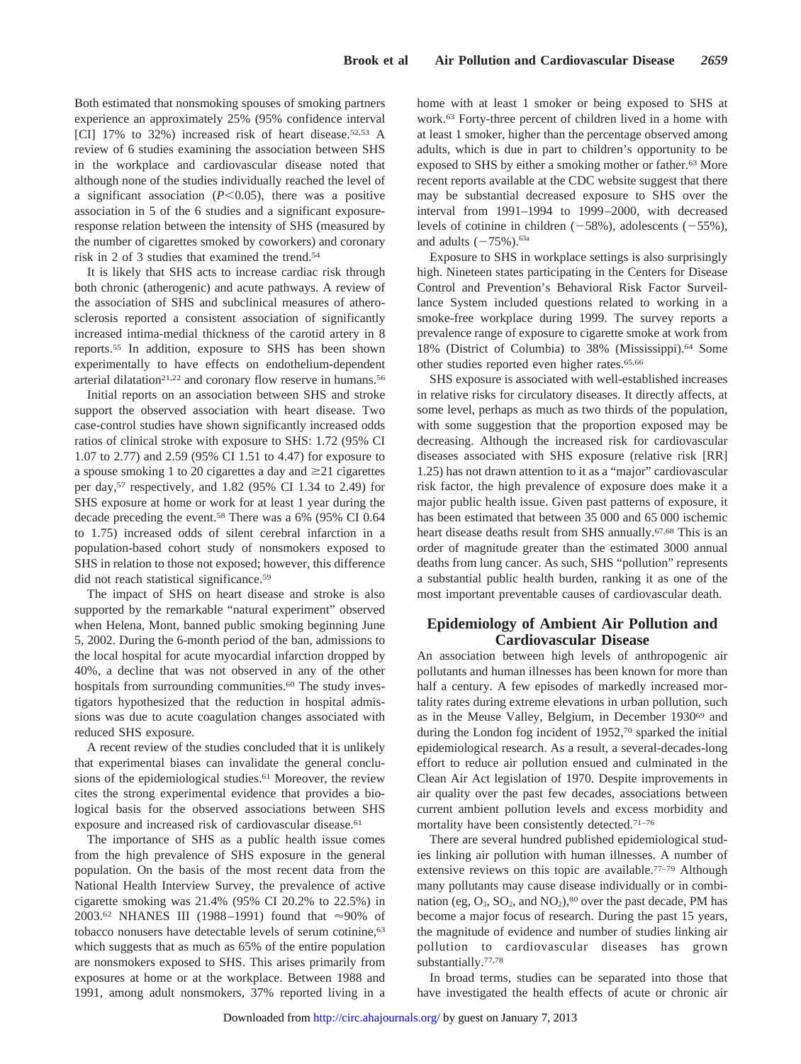Both estimated that nonsmoking spouses of smoking partners experience an approximately 25% (95% confidence interval [CI] 17% to 32%) increased risk of heart disease.[52,53] A review of 6 studies examining the association between SHS in the workplace and cardiovascular disease noted that although none of the studies individually reached the level of a significant association ($P<0.05$), there was a positive association in 5 of the 6 studies and a significant exposure-response relation between the intensity of SHS (measured by the number of cigarettes smoked by coworkers) and coronary risk in 2 of 3 studies that examined the trend.[54]

It is likely that SHS acts to increase cardiac risk through both chronic (atherogenic) and acute pathways. A review of the association of SHS and subclinical measures of atherosclerosis reported a consistent association of significantly increased intima-medial thickness of the carotid artery in 8 reports.[55] In addition, exposure to SHS has been shown experimentally to have effects on endothelium-dependent arterial dilatation[21,22] and coronary flow reserve in humans.[56]

Initial reports on an association between SHS and stroke support the observed association with heart disease. Two case-control studies have shown significantly increased odds ratios of clinical stroke with exposure to SHS: 1.72 (95% CI 1.07 to 2.77) and 2.59 (95% CI 1.51 to 4.47) for exposure to a spouse smoking 1 to 20 cigarettes a day and ≥21 cigarettes per day,[57] respectively, and 1.82 (95% CI 1.34 to 2.49) for SHS exposure at home or work for at least 1 year during the decade preceding the event.[58] There was a 6% (95% CI 0.64 to 1.75) increased odds of silent cerebral infarction in a population-based cohort study of nonsmokers exposed to SHS in relation to those not exposed; however, this difference did not reach statistical significance.[59]

The impact of SHS on heart disease and stroke is also supported by the remarkable "natural experiment" observed when Helena, Mont, banned public smoking beginning June 5, 2002. During the 6-month period of the ban, admissions to the local hospital for acute myocardial infarction dropped by 40%, a decline that was not observed in any of the other hospitals from surrounding communities.[60] The study investigators hypothesized that the reduction in hospital admissions was due to acute coagulation changes associated with reduced SHS exposure.

A recent review of the studies concluded that it is unlikely that experimental biases can invalidate the general conclusions of the epidemiological studies.[61] Moreover, the review cites the strong experimental evidence that provides a biological basis for the observed associations between SHS exposure and increased risk of cardiovascular disease.[61]

The importance of SHS as a public health issue comes from the high prevalence of SHS exposure in the general population. On the basis of the most recent data from the National Health Interview Survey, the prevalence of active cigarette smoking was 21.4% (95% CI 20.2% to 22.5%) in 2003.[62] NHANES III (1988–1991) found that ≈90% of tobacco nonusers have detectable levels of serum cotinine,[63] which suggests that as much as 65% of the entire population are nonsmokers exposed to SHS. This arises primarily from exposures at home or at the workplace. Between 1988 and 1991, among adult nonsmokers, 37% reported living in a home with at least 1 smoker or being exposed to SHS at work.[63] Forty-three percent of children lived in a home with at least 1 smoker, higher than the percentage observed among adults, which is due in part to children's opportunity to be exposed to SHS by either a smoking mother or father.[63] More recent reports available at the CDC website suggest that there may be substantial decreased exposure to SHS over the interval from 1991–1994 to 1999–2000, with decreased levels of cotinine in children (−58%), adolescents (−55%), and adults (−75%).[63a]

Exposure to SHS in workplace settings is also surprisingly high. Nineteen states participating in the Centers for Disease Control and Prevention's Behavioral Risk Factor Surveillance System included questions related to working in a smoke-free workplace during 1999. The survey reports a prevalence range of exposure to cigarette smoke at work from 18% (District of Columbia) to 38% (Mississippi).[64] Some other studies reported even higher rates.[65,66]

SHS exposure is associated with well-established increases in relative risks for circulatory diseases. It directly affects, at some level, perhaps as much as two thirds of the population, with some suggestion that the proportion exposed may be decreasing. Although the increased risk for cardiovascular diseases associated with SHS exposure (relative risk [RR] 1.25) has not drawn attention to it as a "major" cardiovascular risk factor, the high prevalence of exposure does make it a major public health issue. Given past patterns of exposure, it has been estimated that between 35 000 and 65 000 ischemic heart disease deaths result from SHS annually.[67,68] This is an order of magnitude greater than the estimated 3000 annual deaths from lung cancer. As such, SHS "pollution" represents a substantial public health burden, ranking it as one of the most important preventable causes of cardiovascular death.

## Epidemiology of Ambient Air Pollution and Cardiovascular Disease

An association between high levels of anthropogenic air pollutants and human illnesses has been known for more than half a century. A few episodes of markedly increased mortality rates during extreme elevations in urban pollution, such as in the Meuse Valley, Belgium, in December 1930[69] and during the London fog incident of 1952,[70] sparked the initial epidemiological research. As a result, a several-decades-long effort to reduce air pollution ensued and culminated in the Clean Air Act legislation of 1970. Despite improvements in air quality over the past few decades, associations between current ambient pollution levels and excess morbidity and mortality have been consistently detected.[71–76]

There are several hundred published epidemiological studies linking air pollution with human illnesses. A number of extensive reviews on this topic are available.[77–79] Although many pollutants may cause disease individually or in combination (eg, $O_3$, $SO_2$, and $NO_2$),[80] over the past decade, PM has become a major focus of research. During the past 15 years, the magnitude of evidence and number of studies linking air pollution to cardiovascular diseases has grown substantially.[77,78]

In broad terms, studies can be separated into those that have investigated the health effects of acute or chronic air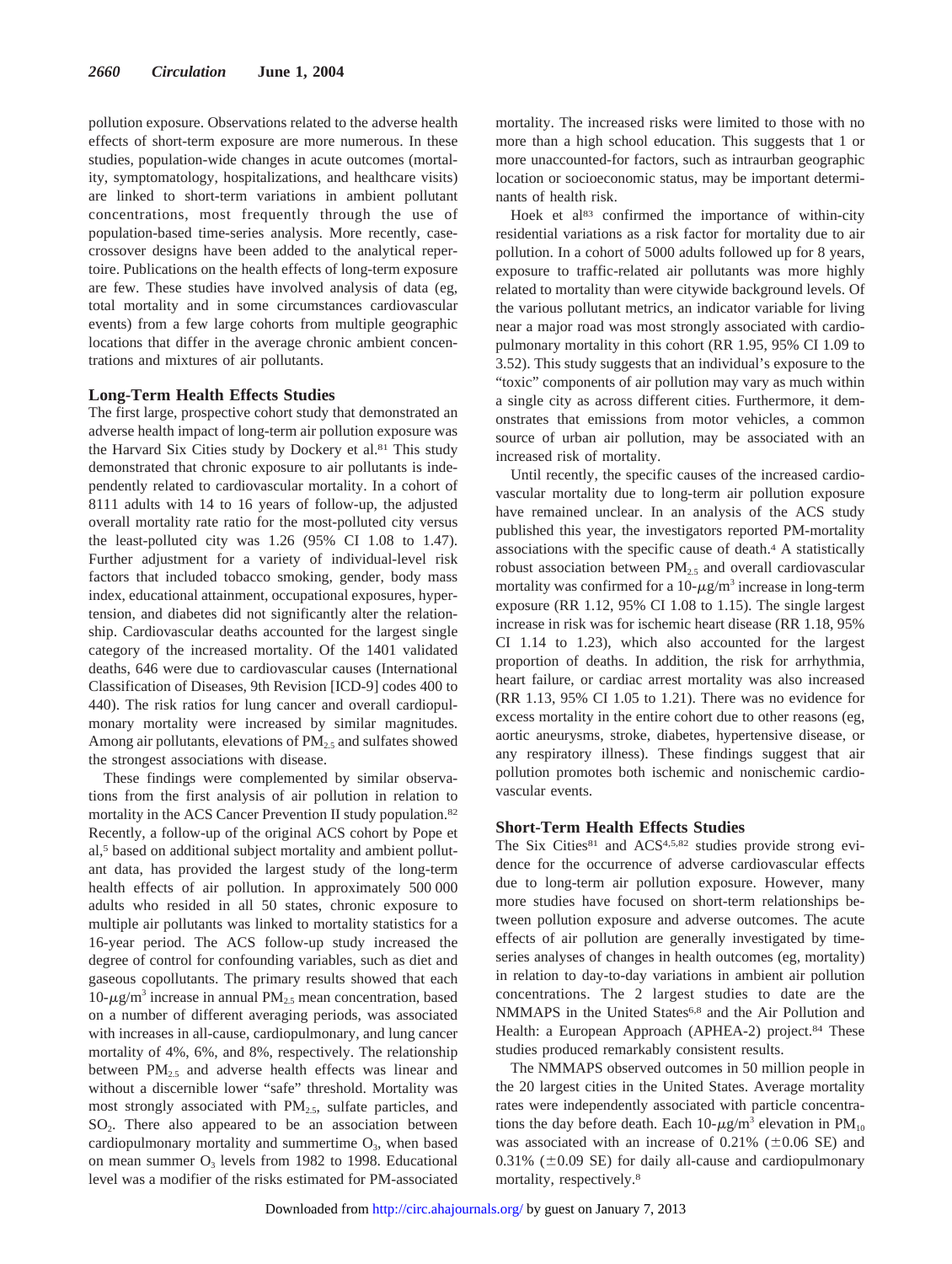pollution exposure. Observations related to the adverse health effects of short-term exposure are more numerous. In these studies, population-wide changes in acute outcomes (mortality, symptomatology, hospitalizations, and healthcare visits) are linked to short-term variations in ambient pollutant concentrations, most frequently through the use of population-based time-series analysis. More recently, case-crossover designs have been added to the analytical repertoire. Publications on the health effects of long-term exposure are few. These studies have involved analysis of data (eg, total mortality and in some circumstances cardiovascular events) from a few large cohorts from multiple geographic locations that differ in the average chronic ambient concentrations and mixtures of air pollutants.

### Long-Term Health Effects Studies

The first large, prospective cohort study that demonstrated an adverse health impact of long-term air pollution exposure was the Harvard Six Cities study by Dockery et al.[81] This study demonstrated that chronic exposure to air pollutants is independently related to cardiovascular mortality. In a cohort of 8111 adults with 14 to 16 years of follow-up, the adjusted overall mortality rate ratio for the most-polluted city versus the least-polluted city was 1.26 (95% CI 1.08 to 1.47). Further adjustment for a variety of individual-level risk factors that included tobacco smoking, gender, body mass index, educational attainment, occupational exposures, hypertension, and diabetes did not significantly alter the relationship. Cardiovascular deaths accounted for the largest single category of the increased mortality. Of the 1401 validated deaths, 646 were due to cardiovascular causes (International Classification of Diseases, 9th Revision [ICD-9] codes 400 to 440). The risk ratios for lung cancer and overall cardiopulmonary mortality were increased by similar magnitudes. Among air pollutants, elevations of $PM_{2.5}$ and sulfates showed the strongest associations with disease.

These findings were complemented by similar observations from the first analysis of air pollution in relation to mortality in the ACS Cancer Prevention II study population.[82] Recently, a follow-up of the original ACS cohort by Pope et al,[5] based on additional subject mortality and ambient pollutant data, has provided the largest study of the long-term health effects of air pollution. In approximately 500 000 adults who resided in all 50 states, chronic exposure to multiple air pollutants was linked to mortality statistics for a 16-year period. The ACS follow-up study increased the degree of control for confounding variables, such as diet and gaseous copollutants. The primary results showed that each $10\text{-}\mu g/m^3$ increase in annual $PM_{2.5}$ mean concentration, based on a number of different averaging periods, was associated with increases in all-cause, cardiopulmonary, and lung cancer mortality of 4%, 6%, and 8%, respectively. The relationship between $PM_{2.5}$ and adverse health effects was linear and without a discernible lower "safe" threshold. Mortality was most strongly associated with $PM_{2.5}$, sulfate particles, and $SO_2$. There also appeared to be an association between cardiopulmonary mortality and summertime $O_3$, when based on mean summer $O_3$ levels from 1982 to 1998. Educational level was a modifier of the risks estimated for PM-associated mortality. The increased risks were limited to those with no more than a high school education. This suggests that 1 or more unaccounted-for factors, such as intraurban geographic location or socioeconomic status, may be important determinants of health risk.

Hoek et al[83] confirmed the importance of within-city residential variations as a risk factor for mortality due to air pollution. In a cohort of 5000 adults followed up for 8 years, exposure to traffic-related air pollutants was more highly related to mortality than were citywide background levels. Of the various pollutant metrics, an indicator variable for living near a major road was most strongly associated with cardiopulmonary mortality in this cohort (RR 1.95, 95% CI 1.09 to 3.52). This study suggests that an individual's exposure to the "toxic" components of air pollution may vary as much within a single city as across different cities. Furthermore, it demonstrates that emissions from motor vehicles, a common source of urban air pollution, may be associated with an increased risk of mortality.

Until recently, the specific causes of the increased cardiovascular mortality due to long-term air pollution exposure have remained unclear. In an analysis of the ACS study published this year, the investigators reported PM-mortality associations with the specific cause of death.[4] A statistically robust association between $PM_{2.5}$ and overall cardiovascular mortality was confirmed for a $10\text{-}\mu g/m^3$ increase in long-term exposure (RR 1.12, 95% CI 1.08 to 1.15). The single largest increase in risk was for ischemic heart disease (RR 1.18, 95% CI 1.14 to 1.23), which also accounted for the largest proportion of deaths. In addition, the risk for arrhythmia, heart failure, or cardiac arrest mortality was also increased (RR 1.13, 95% CI 1.05 to 1.21). There was no evidence for excess mortality in the entire cohort due to other reasons (eg, aortic aneurysms, stroke, diabetes, hypertensive disease, or any respiratory illness). These findings suggest that air pollution promotes both ischemic and nonischemic cardiovascular events.

### Short-Term Health Effects Studies

The Six Cities[81] and ACS[4,5,82] studies provide strong evidence for the occurrence of adverse cardiovascular effects due to long-term air pollution exposure. However, many more studies have focused on short-term relationships between pollution exposure and adverse outcomes. The acute effects of air pollution are generally investigated by time-series analyses of changes in health outcomes (eg, mortality) in relation to day-to-day variations in ambient air pollution concentrations. The 2 largest studies to date are the NMMAPS in the United States[6,8] and the Air Pollution and Health: a European Approach (APHEA-2) project.[84] These studies produced remarkably consistent results.

The NMMAPS observed outcomes in 50 million people in the 20 largest cities in the United States. Average mortality rates were independently associated with particle concentrations the day before death. Each $10\text{-}\mu g/m^3$ elevation in $PM_{10}$ was associated with an increase of 0.21% ($\pm$0.06 SE) and 0.31% ($\pm$0.09 SE) for daily all-cause and cardiopulmonary mortality, respectively.[8]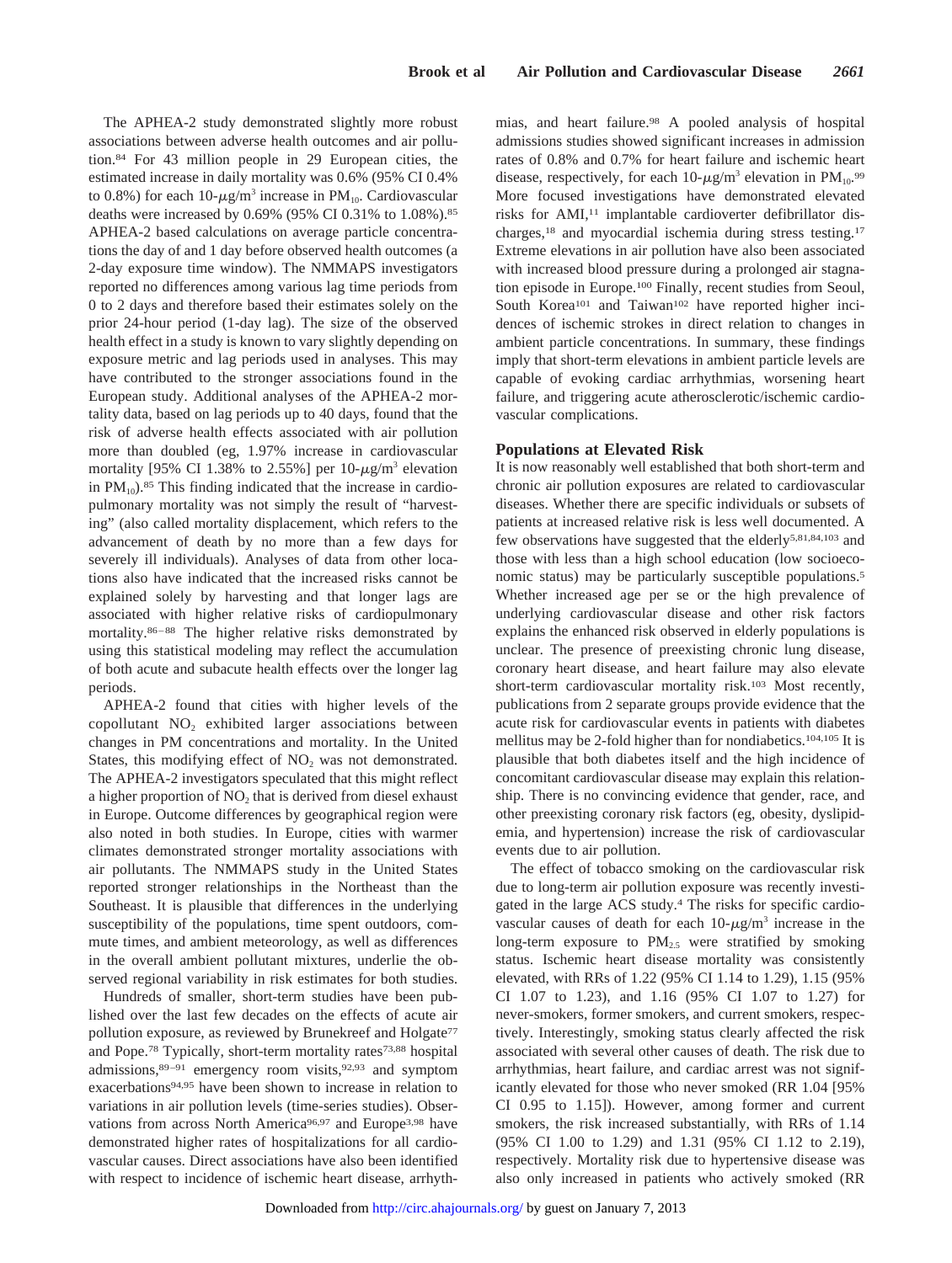The APHEA-2 study demonstrated slightly more robust associations between adverse health outcomes and air pollution.[84] For 43 million people in 29 European cities, the estimated increase in daily mortality was 0.6% (95% CI 0.4% to 0.8%) for each 10-$\mu$g/m$^3$ increase in $PM_{10}$. Cardiovascular deaths were increased by 0.69% (95% CI 0.31% to 1.08%).[85] APHEA-2 based calculations on average particle concentrations the day of and 1 day before observed health outcomes (a 2-day exposure time window). The NMMAPS investigators reported no differences among various lag time periods from 0 to 2 days and therefore based their estimates solely on the prior 24-hour period (1-day lag). The size of the observed health effect in a study is known to vary slightly depending on exposure metric and lag periods used in analyses. This may have contributed to the stronger associations found in the European study. Additional analyses of the APHEA-2 mortality data, based on lag periods up to 40 days, found that the risk of adverse health effects associated with air pollution more than doubled (eg, 1.97% increase in cardiovascular mortality [95% CI 1.38% to 2.55%] per 10-$\mu$g/m$^3$ elevation in $PM_{10}$).[85] This finding indicated that the increase in cardiopulmonary mortality was not simply the result of "harvesting" (also called mortality displacement, which refers to the advancement of death by no more than a few days for severely ill individuals). Analyses of data from other locations also have indicated that the increased risks cannot be explained solely by harvesting and that longer lags are associated with higher relative risks of cardiopulmonary mortality.[86–88] The higher relative risks demonstrated by using this statistical modeling may reflect the accumulation of both acute and subacute health effects over the longer lag periods.

APHEA-2 found that cities with higher levels of the copollutant $NO_2$ exhibited larger associations between changes in PM concentrations and mortality. In the United States, this modifying effect of $NO_2$ was not demonstrated. The APHEA-2 investigators speculated that this might reflect a higher proportion of $NO_2$ that is derived from diesel exhaust in Europe. Outcome differences by geographical region were also noted in both studies. In Europe, cities with warmer climates demonstrated stronger mortality associations with air pollutants. The NMMAPS study in the United States reported stronger relationships in the Northeast than the Southeast. It is plausible that differences in the underlying susceptibility of the populations, time spent outdoors, commute times, and ambient meteorology, as well as differences in the overall ambient pollutant mixtures, underlie the observed regional variability in risk estimates for both studies.

Hundreds of smaller, short-term studies have been published over the last few decades on the effects of acute air pollution exposure, as reviewed by Brunekreef and Holgate[77] and Pope.[78] Typically, short-term mortality rates[73,88] hospital admissions,[89–91] emergency room visits,[92,93] and symptom exacerbations[94,95] have been shown to increase in relation to variations in air pollution levels (time-series studies). Observations from across North America[96,97] and Europe[3,98] have demonstrated higher rates of hospitalizations for all cardiovascular causes. Direct associations have also been identified with respect to incidence of ischemic heart disease, arrhythmias, and heart failure.[98] A pooled analysis of hospital admissions studies showed significant increases in admission rates of 0.8% and 0.7% for heart failure and ischemic heart disease, respectively, for each 10-$\mu$g/m$^3$ elevation in $PM_{10}$.[99] More focused investigations have demonstrated elevated risks for AMI,[11] implantable cardioverter defibrillator discharges,[18] and myocardial ischemia during stress testing.[17] Extreme elevations in air pollution have also been associated with increased blood pressure during a prolonged air stagnation episode in Europe.[100] Finally, recent studies from Seoul, South Korea[101] and Taiwan[102] have reported higher incidences of ischemic strokes in direct relation to changes in ambient particle concentrations. In summary, these findings imply that short-term elevations in ambient particle levels are capable of evoking cardiac arrhythmias, worsening heart failure, and triggering acute atherosclerotic/ischemic cardiovascular complications.

## Populations at Elevated Risk

It is now reasonably well established that both short-term and chronic air pollution exposures are related to cardiovascular diseases. Whether there are specific individuals or subsets of patients at increased relative risk is less well documented. A few observations have suggested that the elderly[5,81,84,103] and those with less than a high school education (low socioeconomic status) may be particularly susceptible populations.[5] Whether increased age per se or the high prevalence of underlying cardiovascular disease and other risk factors explains the enhanced risk observed in elderly populations is unclear. The presence of preexisting chronic lung disease, coronary heart disease, and heart failure may also elevate short-term cardiovascular mortality risk.[103] Most recently, publications from 2 separate groups provide evidence that the acute risk for cardiovascular events in patients with diabetes mellitus may be 2-fold higher than for nondiabetics.[104,105] It is plausible that both diabetes itself and the high incidence of concomitant cardiovascular disease may explain this relationship. There is no convincing evidence that gender, race, and other preexisting coronary risk factors (eg, obesity, dyslipidemia, and hypertension) increase the risk of cardiovascular events due to air pollution.

The effect of tobacco smoking on the cardiovascular risk due to long-term air pollution exposure was recently investigated in the large ACS study.[4] The risks for specific cardiovascular causes of death for each 10-$\mu$g/m$^3$ increase in the long-term exposure to $PM_{2.5}$ were stratified by smoking status. Ischemic heart disease mortality was consistently elevated, with RRs of 1.22 (95% CI 1.14 to 1.29), 1.15 (95% CI 1.07 to 1.23), and 1.16 (95% CI 1.07 to 1.27) for never-smokers, former smokers, and current smokers, respectively. Interestingly, smoking status clearly affected the risk associated with several other causes of death. The risk due to arrhythmias, heart failure, and cardiac arrest was not significantly elevated for those who never smoked (RR 1.04 [95% CI 0.95 to 1.15]). However, among former and current smokers, the risk increased substantially, with RRs of 1.14 (95% CI 1.00 to 1.29) and 1.31 (95% CI 1.12 to 2.19), respectively. Mortality risk due to hypertensive disease was also only increased in patients who actively smoked (RR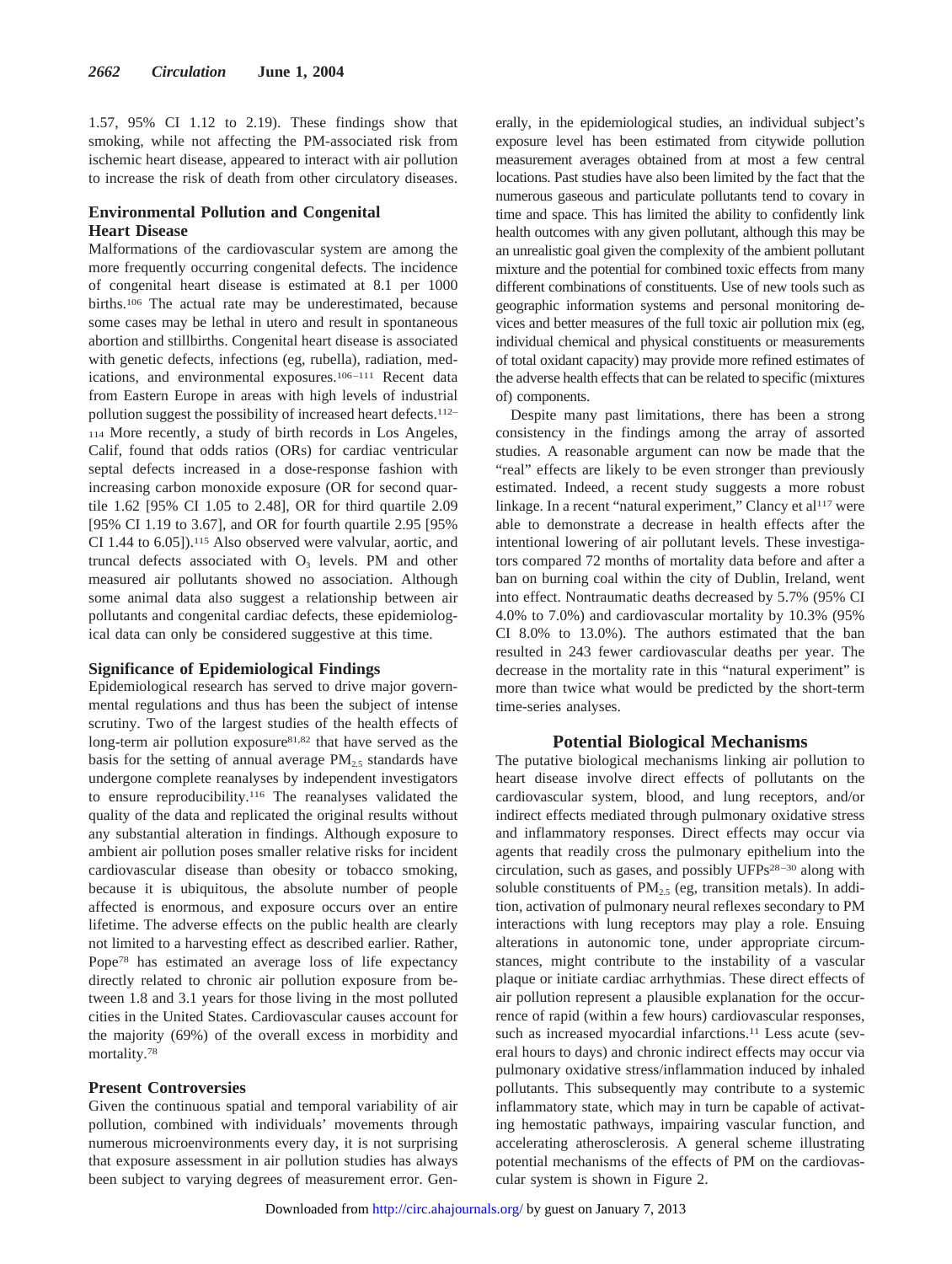1.57, 95% CI 1.12 to 2.19). These findings show that smoking, while not affecting the PM-associated risk from ischemic heart disease, appeared to interact with air pollution to increase the risk of death from other circulatory diseases.

### Environmental Pollution and Congenital Heart Disease

Malformations of the cardiovascular system are among the more frequently occurring congenital defects. The incidence of congenital heart disease is estimated at 8.1 per 1000 births.[106] The actual rate may be underestimated, because some cases may be lethal in utero and result in spontaneous abortion and stillbirths. Congenital heart disease is associated with genetic defects, infections (eg, rubella), radiation, medications, and environmental exposures.[106–111] Recent data from Eastern Europe in areas with high levels of industrial pollution suggest the possibility of increased heart defects.[112–114] More recently, a study of birth records in Los Angeles, Calif, found that odds ratios (ORs) for cardiac ventricular septal defects increased in a dose-response fashion with increasing carbon monoxide exposure (OR for second quartile 1.62 [95% CI 1.05 to 2.48], OR for third quartile 2.09 [95% CI 1.19 to 3.67], and OR for fourth quartile 2.95 [95% CI 1.44 to 6.05]).[115] Also observed were valvular, aortic, and truncal defects associated with $O_3$ levels. PM and other measured air pollutants showed no association. Although some animal data also suggest a relationship between air pollutants and congenital cardiac defects, these epidemiological data can only be considered suggestive at this time.

### Significance of Epidemiological Findings

Epidemiological research has served to drive major governmental regulations and thus has been the subject of intense scrutiny. Two of the largest studies of the health effects of long-term air pollution exposure[81,82] that have served as the basis for the setting of annual average $PM_{2.5}$ standards have undergone complete reanalyses by independent investigators to ensure reproducibility.[116] The reanalyses validated the quality of the data and replicated the original results without any substantial alteration in findings. Although exposure to ambient air pollution poses smaller relative risks for incident cardiovascular disease than obesity or tobacco smoking, because it is ubiquitous, the absolute number of people affected is enormous, and exposure occurs over an entire lifetime. The adverse effects on the public health are clearly not limited to a harvesting effect as described earlier. Rather, Pope[78] has estimated an average loss of life expectancy directly related to chronic air pollution exposure from between 1.8 and 3.1 years for those living in the most polluted cities in the United States. Cardiovascular causes account for the majority (69%) of the overall excess in morbidity and mortality.[78]

### Present Controversies

Given the continuous spatial and temporal variability of air pollution, combined with individuals' movements through numerous microenvironments every day, it is not surprising that exposure assessment in air pollution studies has always been subject to varying degrees of measurement error. Generally, in the epidemiological studies, an individual subject's exposure level has been estimated from citywide pollution measurement averages obtained from at most a few central locations. Past studies have also been limited by the fact that the numerous gaseous and particulate pollutants tend to covary in time and space. This has limited the ability to confidently link health outcomes with any given pollutant, although this may be an unrealistic goal given the complexity of the ambient pollutant mixture and the potential for combined toxic effects from many different combinations of constituents. Use of new tools such as geographic information systems and personal monitoring devices and better measures of the full toxic air pollution mix (eg, individual chemical and physical constituents or measurements of total oxidant capacity) may provide more refined estimates of the adverse health effects that can be related to specific (mixtures of) components.

Despite many past limitations, there has been a strong consistency in the findings among the array of assorted studies. A reasonable argument can now be made that the "real" effects are likely to be even stronger than previously estimated. Indeed, a recent study suggests a more robust linkage. In a recent "natural experiment," Clancy et al[117] were able to demonstrate a decrease in health effects after the intentional lowering of air pollutant levels. These investigators compared 72 months of mortality data before and after a ban on burning coal within the city of Dublin, Ireland, went into effect. Nontraumatic deaths decreased by 5.7% (95% CI 4.0% to 7.0%) and cardiovascular mortality by 10.3% (95% CI 8.0% to 13.0%). The authors estimated that the ban resulted in 243 fewer cardiovascular deaths per year. The decrease in the mortality rate in this "natural experiment" is more than twice what would be predicted by the short-term time-series analyses.

## Potential Biological Mechanisms

The potential biological mechanisms linking air pollution to heart disease involve direct effects of pollutants on the cardiovascular system, blood, and lung receptors, and/or indirect effects mediated through pulmonary oxidative stress and inflammatory responses. Direct effects may occur via agents that readily cross the pulmonary epithelium into the circulation, such as gases, and possibly UFPs[28–30] along with soluble constituents of $PM_{2.5}$ (eg, transition metals). In addition, activation of pulmonary neural reflexes secondary to PM interactions with lung receptors may play a role. Ensuing alterations in autonomic tone, under appropriate circumstances, might contribute to the instability of a vascular plaque or initiate cardiac arrhythmias. These direct effects of air pollution represent a plausible explanation for the occurrence of rapid (within a few hours) cardiovascular responses, such as increased myocardial infarctions.[11] Less acute (several hours to days) and chronic indirect effects may occur via pulmonary oxidative stress/inflammation induced by inhaled pollutants. This subsequently may contribute to a systemic inflammatory state, which may in turn be capable of activating hemostatic pathways, impairing vascular function, and accelerating atherosclerosis. A general scheme illustrating potential mechanisms of the effects of PM on the cardiovascular system is shown in Figure 2.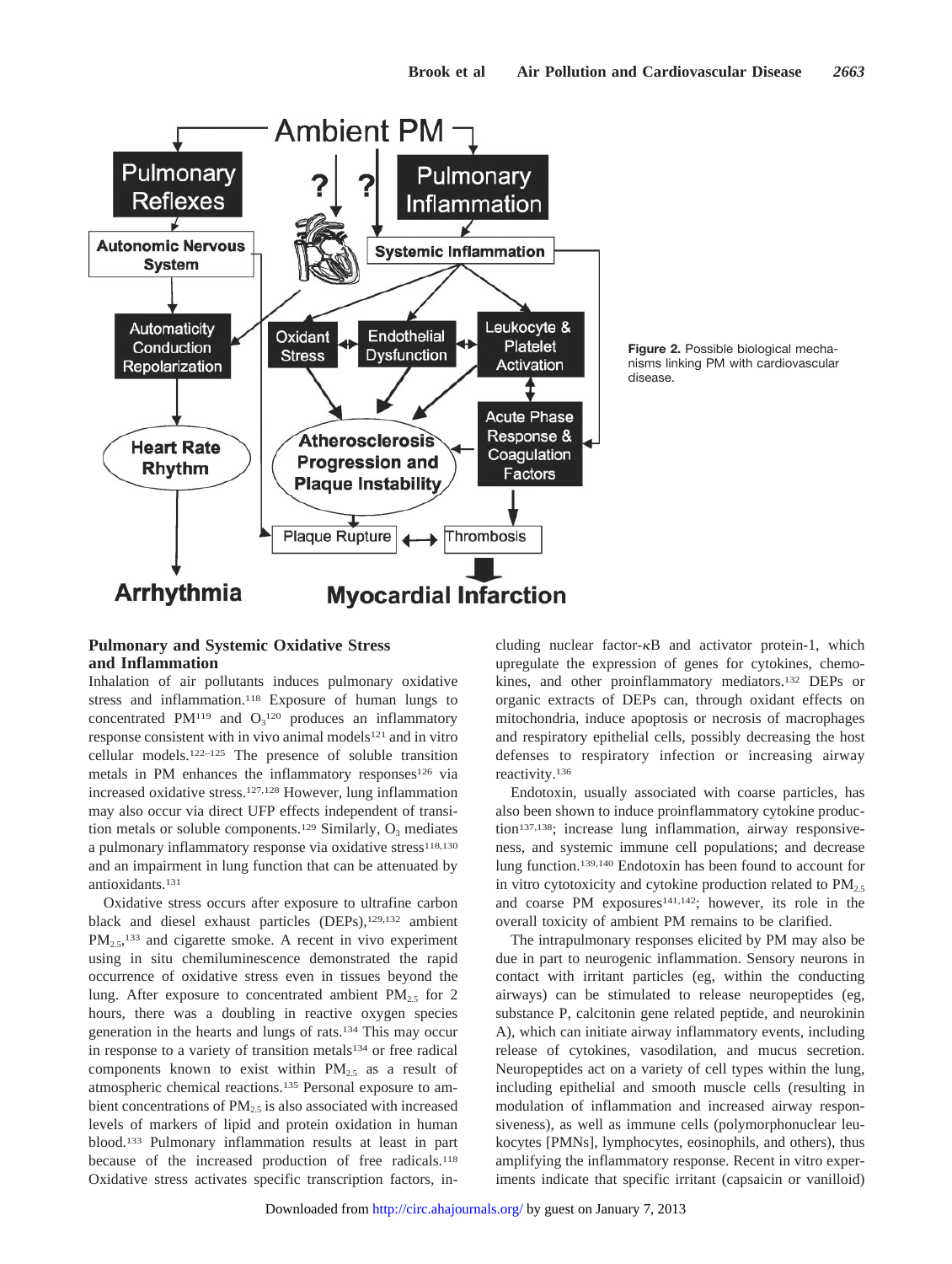Figure 2. Possible biological mechanisms linking PM with cardiovascular disease.

## Pulmonary and Systemic Oxidative Stress and Inflammation

Inhalation of air pollutants induces pulmonary oxidative stress and inflammation.[118] Exposure of human lungs to concentrated PM[119] and $O_3$[120] produces an inflammatory response consistent with in vivo animal models[121] and in vitro cellular models.[122–125] The presence of soluble transition metals in PM enhances the inflammatory responses[126] via increased oxidative stress.[127,128] However, lung inflammation may also occur via direct UFP effects independent of transition metals or soluble components.[129] Similarly, $O_3$ mediates a pulmonary inflammatory response via oxidative stress[118,130] and an impairment in lung function that can be attenuated by antioxidants.[131]

Oxidative stress occurs after exposure to ultrafine carbon black and diesel exhaust particles (DEPs),[129,132] ambient $PM_{2.5}$,[133] and cigarette smoke. A recent in vivo experiment using in situ chemiluminescence demonstrated the rapid occurrence of oxidative stress even in tissues beyond the lung. After exposure to concentrated ambient $PM_{2.5}$ for 2 hours, there was a doubling in reactive oxygen species generation in the hearts and lungs of rats.[134] This may occur in response to a variety of transition metals[134] or free radical components known to exist within $PM_{2.5}$ as a result of atmospheric chemical reactions.[135] Personal exposure to ambient concentrations of $PM_{2.5}$ is also associated with increased levels of markers of lipid and protein oxidation in human blood.[133] Pulmonary inflammation results at least in part because of the increased production of free radicals.[118] Oxidative stress activates specific transcription factors, including nuclear factor-κB and activator protein-1, which upregulate the expression of genes for cytokines, chemokines, and other proinflammatory mediators.[132] DEPs or organic extracts of DEPs can, through oxidant effects on mitochondria, induce apoptosis or necrosis of macrophages and respiratory epithelial cells, possibly decreasing the host defenses to respiratory infection or increasing airway reactivity.[136]

Endotoxin, usually associated with coarse particles, has also been shown to induce proinflammatory cytokine production[137,138]; increase lung inflammation, airway responsiveness, and systemic immune cell populations; and decrease lung function.[139,140] Endotoxin has been found to account for in vitro cytotoxicity and cytokine production related to $PM_{2.5}$ and coarse PM exposures[141,142]; however, its role in the overall toxicity of ambient PM remains to be clarified.

The intrapulmonary responses elicited by PM may also be due in part to neurogenic inflammation. Sensory neurons in contact with irritant particles (eg, within the conducting airways) can be stimulated to release neuropeptides (eg, substance P, calcitonin gene related peptide, and neurokinin A), which can initiate airway inflammatory events, including release of cytokines, vasodilation, and mucus secretion. Neuropeptides act on a variety of cell types within the lung, including epithelial and smooth muscle cells (resulting in modulation of inflammation and increased airway responsiveness), as well as immune cells (polymorphonuclear leukocytes [PMNs], lymphocytes, eosinophils, and others), thus amplifying the inflammatory response. Recent in vitro experiments indicate that specific irritant (capsaicin or vanilloid)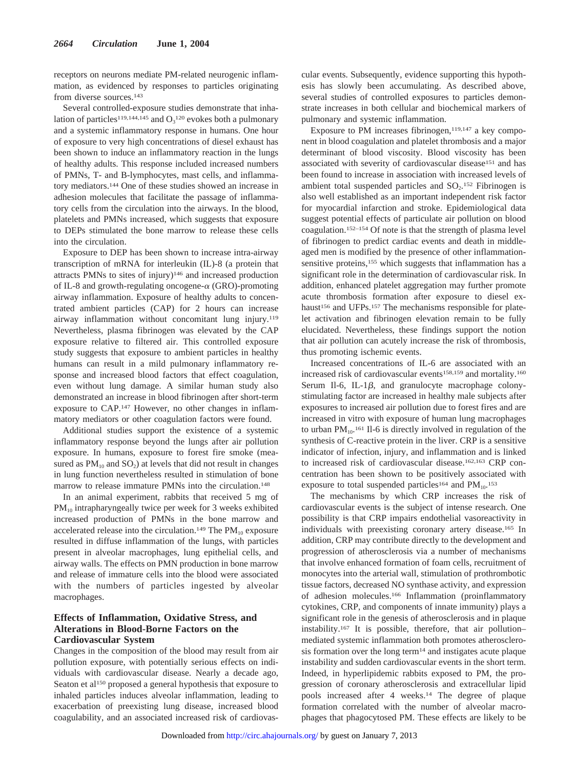receptors on neurons mediate PM-related neurogenic inflammation, as evidenced by responses to particles originating from diverse sources.[143]

Several controlled-exposure studies demonstrate that inhalation of particles[119,144,145] and $O_3$[120] evokes both a pulmonary and a systemic inflammatory response in humans. One hour of exposure to very high concentrations of diesel exhaust has been shown to induce an inflammatory reaction in the lungs of healthy adults. This response included increased numbers of PMNs, T- and B-lymphocytes, mast cells, and inflammatory mediators.[144] One of these studies showed an increase in adhesion molecules that facilitate the passage of inflammatory cells from the circulation into the airways. In the blood, platelets and PMNs increased, which suggests that exposure to DEPs stimulated the bone marrow to release these cells into the circulation.

Exposure to DEP has been shown to increase intra-airway transcription of mRNA for interleukin (IL)-8 (a protein that attracts PMNs to sites of injury)[146] and increased production of IL-8 and growth-regulating oncogene-$\alpha$ (GRO)-promoting airway inflammation. Exposure of healthy adults to concentrated ambient particles (CAP) for 2 hours can increase airway inflammation without concomitant lung injury.[119] Nevertheless, plasma fibrinogen was elevated by the CAP exposure relative to filtered air. This controlled exposure study suggests that exposure to ambient particles in healthy humans can result in a mild pulmonary inflammatory response and increased blood factors that effect coagulation, even without lung damage. A similar human study also demonstrated an increase in blood fibrinogen after short-term exposure to CAP.[147] However, no other changes in inflammatory mediators or other coagulation factors were found.

Additional studies support the existence of a systemic inflammatory response beyond the lungs after air pollution exposure. In humans, exposure to forest fire smoke (measured as $PM_{10}$ and $SO_2$) at levels that did not result in changes in lung function nevertheless resulted in stimulation of bone marrow to release immature PMNs into the circulation.[148]

In an animal experiment, rabbits that received 5 mg of $PM_{10}$ intrapharyngeally twice per week for 3 weeks exhibited increased production of PMNs in the bone marrow and accelerated release into the circulation.[149] The $PM_{10}$ exposure resulted in diffuse inflammation of the lungs, with particles present in alveolar macrophages, lung epithelial cells, and airway walls. The effects on PMN production in bone marrow and release of immature cells into the blood were associated with the numbers of particles ingested by alveolar macrophages.

## Effects of Inflammation, Oxidative Stress, and Alterations in Blood-Borne Factors on the Cardiovascular System

Changes in the composition of the blood may result from air pollution exposure, with potentially serious effects on individuals with cardiovascular disease. Nearly a decade ago, Seaton et al[150] proposed a general hypothesis that exposure to inhaled particles induces alveolar inflammation, leading to exacerbation of preexisting lung disease, increased blood coagulability, and an associated increased risk of cardiovascular events. Subsequently, evidence supporting this hypothesis has slowly been accumulating. As described above, several studies of controlled exposures to particles demonstrate increases in both cellular and biochemical markers of pulmonary and systemic inflammation.

Exposure to PM increases fibrinogen,[119,147] a key component in blood coagulation and platelet thrombosis and a major determinant of blood viscosity. Blood viscosity has been associated with severity of cardiovascular disease[151] and has been found to increase in association with increased levels of ambient total suspended particles and $SO_2$.[152] Fibrinogen is also well established as an important independent risk factor for myocardial infarction and stroke. Epidemiological data suggest potential effects of particulate air pollution on blood coagulation.[152–154] Of note is that the strength of plasma level of fibrinogen to predict cardiac events and death in middle-aged men is modified by the presence of other inflammation-sensitive proteins,[155] which suggests that inflammation has a significant role in the determination of cardiovascular risk. In addition, enhanced platelet aggregation may further promote acute thrombosis formation after exposure to diesel exhaust[156] and UFPs.[157] The mechanisms responsible for platelet activation and fibrinogen elevation remain to be fully elucidated. Nevertheless, these findings support the notion that air pollution can acutely increase the risk of thrombosis, thus promoting ischemic events.

Increased concentrations of IL-6 are associated with an increased risk of cardiovascular events[158,159] and mortality.[160] Serum Il-6, IL-1$\beta$, and granulocyte macrophage colony-stimulating factor are increased in healthy male subjects after exposures to increased air pollution due to forest fires and are increased in vitro with exposure of human lung macrophages to urban $PM_{10}$.[161] Il-6 is directly involved in regulation of the synthesis of C-reactive protein in the liver. CRP is a sensitive indicator of infection, injury, and inflammation and is linked to increased risk of cardiovascular disease.[162,163] CRP concentration has been shown to be positively associated with exposure to total suspended particles[164] and $PM_{10}$.[153]

The mechanisms by which CRP increases the risk of cardiovascular events is the subject of intense research. One possibility is that CRP impairs endothelial vasoreactivity in individuals with preexisting coronary artery disease.[165] In addition, CRP may contribute directly to the development and progression of atherosclerosis via a number of mechanisms that involve enhanced formation of foam cells, recruitment of monocytes into the arterial wall, stimulation of prothrombotic tissue factors, decreased NO synthase activity, and expression of adhesion molecules.[166] Inflammation (proinflammatory cytokines, CRP, and components of innate immunity) plays a significant role in the genesis of atherosclerosis and in plaque instability.[167] It is possible, therefore, that air pollution–mediated systemic inflammation both promotes atherosclerosis formation over the long term[14] and instigates acute plaque instability and sudden cardiovascular events in the short term. Indeed, in hyperlipidemic rabbits exposed to PM, the progression of coronary atherosclerosis and extracellular lipid pools increased after 4 weeks.[14] The degree of plaque formation correlated with the number of alveolar macrophages that phagocytosed PM. These effects are likely to be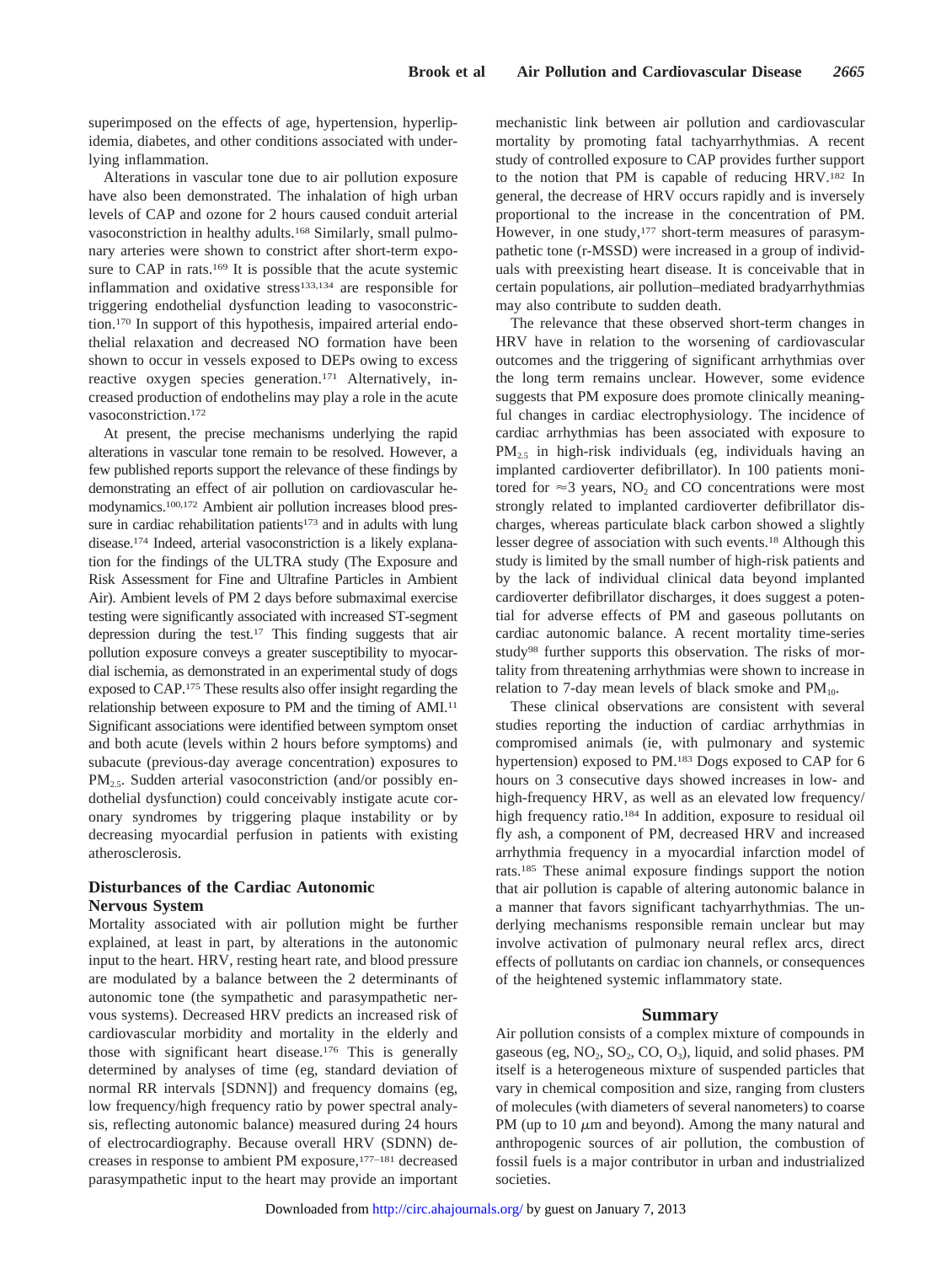superimposed on the effects of age, hypertension, hyperlipidemia, diabetes, and other conditions associated with underlying inflammation.

Alterations in vascular tone due to air pollution exposure have also been demonstrated. The inhalation of high urban levels of CAP and ozone for 2 hours caused conduit arterial vasoconstriction in healthy adults.[168] Similarly, small pulmonary arteries were shown to constrict after short-term exposure to CAP in rats.[169] It is possible that the acute systemic inflammation and oxidative stress[133,134] are responsible for triggering endothelial dysfunction leading to vasoconstriction.[170] In support of this hypothesis, impaired arterial endothelial relaxation and decreased NO formation have been shown to occur in vessels exposed to DEPs owing to excess reactive oxygen species generation.[171] Alternatively, increased production of endothelins may play a role in the acute vasoconstriction.[172]

At present, the precise mechanisms underlying the rapid alterations in vascular tone remain to be resolved. However, a few published reports support the relevance of these findings by demonstrating an effect of air pollution on cardiovascular hemodynamics.[100,172] Ambient air pollution increases blood pressure in cardiac rehabilitation patients[173] and in adults with lung disease.[174] Indeed, arterial vasoconstriction is a likely explanation for the findings of the ULTRA study (The Exposure and Risk Assessment for Fine and Ultrafine Particles in Ambient Air). Ambient levels of PM 2 days before submaximal exercise testing were significantly associated with increased ST-segment depression during the test.[17] This finding suggests that air pollution exposure conveys a greater susceptibility to myocardial ischemia, as demonstrated in an experimental study of dogs exposed to CAP.[175] These results also offer insight regarding the relationship between exposure to PM and the timing of AMI.[11] Significant associations were identified between symptom onset and both acute (levels within 2 hours before symptoms) and subacute (previous-day average concentration) exposures to $PM_{2.5}$. Sudden arterial vasoconstriction (and/or possibly endothelial dysfunction) could conceivably instigate acute coronary syndromes by triggering plaque instability or by decreasing myocardial perfusion in patients with existing atherosclerosis.

## Disturbances of the Cardiac Autonomic Nervous System

Mortality associated with air pollution might be further explained, at least in part, by alterations in the autonomic input to the heart. HRV, resting heart rate, and blood pressure are modulated by a balance between the 2 determinants of autonomic tone (the sympathetic and parasympathetic nervous systems). Decreased HRV predicts an increased risk of cardiovascular morbidity and mortality in the elderly and those with significant heart disease.[176] This is generally determined by analyses of time (eg, standard deviation of normal RR intervals [SDNN]) and frequency domains (eg, low frequency/high frequency ratio by power spectral analysis, reflecting autonomic balance) measured during 24 hours of electrocardiography. Because overall HRV (SDNN) decreases in response to ambient PM exposure,[177–181] decreased parasympathetic input to the heart may provide an important mechanistic link between air pollution and cardiovascular mortality by promoting fatal tachyarrhythmias. A recent study of controlled exposure to CAP provides further support to the notion that PM is capable of reducing HRV.[182] In general, the decrease of HRV occurs rapidly and is inversely proportional to the increase in the concentration of PM. However, in one study,[177] short-term measures of parasympathetic tone (r-MSSD) were increased in a group of individuals with preexisting heart disease. It is conceivable that in certain populations, air pollution–mediated bradyarrhythmias may also contribute to sudden death.

The relevance that these observed short-term changes in HRV have in relation to the worsening of cardiovascular outcomes and the triggering of significant arrhythmias over the long term remains unclear. However, some evidence suggests that PM exposure does promote clinically meaningful changes in cardiac electrophysiology. The incidence of cardiac arrhythmias has been associated with exposure to $PM_{2.5}$ in high-risk individuals (eg, individuals having an implanted cardioverter defibrillator). In 100 patients monitored for $\approx$3 years, $NO_2$ and CO concentrations were most strongly related to implanted cardioverter defibrillator discharges, whereas particulate black carbon showed a slightly lesser degree of association with such events.[18] Although this study is limited by the small number of high-risk patients and by the lack of individual clinical data beyond implanted cardioverter defibrillator discharges, it does suggest a potential for adverse effects of PM and gaseous pollutants on cardiac autonomic balance. A recent mortality time-series study[98] further supports this observation. The risks of mortality from threatening arrhythmias were shown to increase in relation to 7-day mean levels of black smoke and $PM_{10}$.

These clinical observations are consistent with several studies reporting the induction of cardiac arrhythmias in compromised animals (ie, with pulmonary and systemic hypertension) exposed to PM.[183] Dogs exposed to CAP for 6 hours on 3 consecutive days showed increases in low- and high-frequency HRV, as well as an elevated low frequency/high frequency ratio.[184] In addition, exposure to residual oil fly ash, a component of PM, decreased HRV and increased arrhythmia frequency in a myocardial infarction model of rats.[185] These animal exposure findings support the notion that air pollution is capable of altering autonomic balance in a manner that favors significant tachyarrhythmias. The underlying mechanisms responsible remain unclear but may involve activation of pulmonary neural reflex arcs, direct effects of pollutants on cardiac ion channels, or consequences of the heightened systemic inflammatory state.

## Summary

Air pollution consists of a complex mixture of compounds in gaseous (eg, $NO_2$, $SO_2$, CO, $O_3$), liquid, and solid phases. PM itself is a heterogeneous mixture of suspended particles that vary in chemical composition and size, ranging from clusters of molecules (with diameters of several nanometers) to coarse PM (up to 10 $\mu$m and beyond). Among the many natural and anthropogenic sources of air pollution, the combustion of fossil fuels is a major contributor in urban and industrialized societies.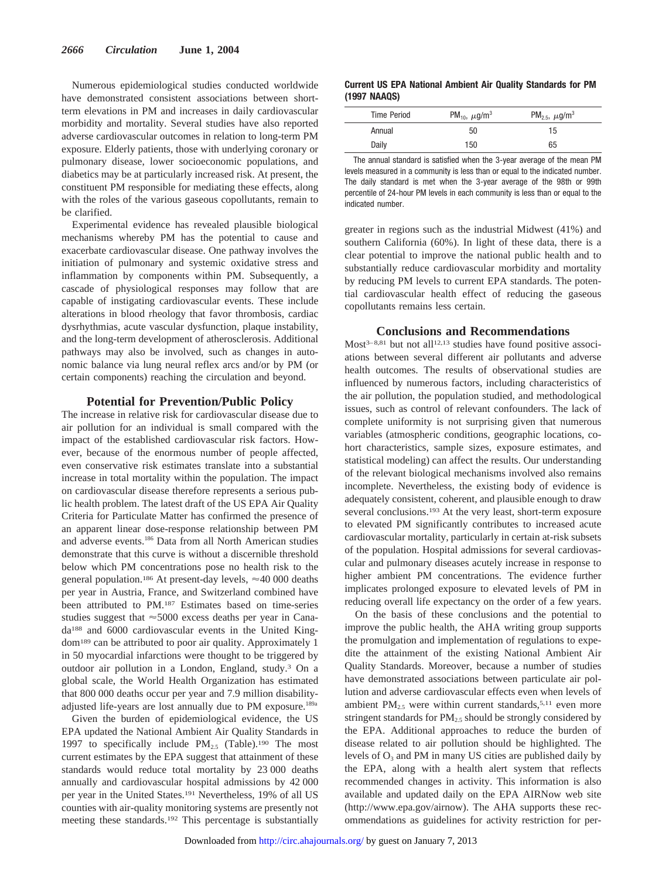Numerous epidemiological studies conducted worldwide have demonstrated consistent associations between short-term elevations in PM and increases in daily cardiovascular morbidity and mortality. Several studies have also reported adverse cardiovascular outcomes in relation to long-term PM exposure. Elderly patients, those with underlying coronary or pulmonary disease, lower socioeconomic populations, and diabetics may be at particularly increased risk. At present, the constituent PM responsible for mediating these effects, along with the roles of the various gaseous copollutants, remain to be clarified.

Experimental evidence has revealed plausible biological mechanisms whereby PM has the potential to cause and exacerbate cardiovascular disease. One pathway involves the initiation of pulmonary and systemic oxidative stress and inflammation by components within PM. Subsequently, a cascade of physiological responses may follow that are capable of instigating cardiovascular events. These include alterations in blood rheology that favor thrombosis, cardiac dysrhythmias, acute vascular dysfunction, plaque instability, and the long-term development of atherosclerosis. Additional pathways may also be involved, such as changes in autonomic balance via lung neural reflex arcs and/or by PM (or certain components) reaching the circulation and beyond.

## Potential for Prevention/Public Policy

The increase in relative risk for cardiovascular disease due to air pollution for an individual is small compared with the impact of the established cardiovascular risk factors. However, because of the enormous number of people affected, even conservative risk estimates translate into a substantial increase in total mortality within the population. The impact on cardiovascular disease therefore represents a serious public health problem. The latest draft of the US EPA Air Quality Criteria for Particulate Matter has confirmed the presence of an apparent linear dose-response relationship between PM and adverse events.[186] Data from all North American studies demonstrate that this curve is without a discernible threshold below which PM concentrations pose no health risk to the general population.[186] At present-day levels, ≈40 000 deaths per year in Austria, France, and Switzerland combined have been attributed to PM.[187] Estimates based on time-series studies suggest that ≈5000 excess deaths per year in Canada[188] and 6000 cardiovascular events in the United Kingdom[189] can be attributed to poor air quality. Approximately 1 in 50 myocardial infarctions were thought to be triggered by outdoor air pollution in a London, England, study.[3] On a global scale, the World Health Organization has estimated that 800 000 deaths occur per year and 7.9 million disability-adjusted life-years are lost annually due to PM exposure.[189a]

Given the burden of epidemiological evidence, the US EPA updated the National Ambient Air Quality Standards in 1997 to specifically include $PM_{2.5}$ (Table).[190] The most current estimates by the EPA suggest that attainment of these standards would reduce total mortality by 23 000 deaths annually and cardiovascular hospital admissions by 42 000 per year in the United States.[191] Nevertheless, 19% of all US counties with air-quality monitoring systems are presently not meeting these standards.[192] This percentage is substantially greater in regions such as the industrial Midwest (41%) and southern California (60%). In light of these data, there is a clear potential to improve the national public health and to substantially reduce cardiovascular morbidity and mortality by reducing PM levels to current EPA standards. The potential cardiovascular health effect of reducing the gaseous copollutants remains less certain.

**Current US EPA National Ambient Air Quality Standards for PM (1997 NAAQS)**

| Time Period | $PM_{10}$, $\mu g/m^3$ | $PM_{2.5}$, $\mu g/m^3$ |
|---|---|---|
| Annual | 50 | 15 |
| Daily | 150 | 65 |

The annual standard is satisfied when the 3-year average of the mean PM levels measured in a community is less than or equal to the indicated number. The daily standard is met when the 3-year average of the 98th or 99th percentile of 24-hour PM levels in each community is less than or equal to the indicated number.

## Conclusions and Recommendations

Most[3–8,81] but not all[12,13] studies have found positive associations between several different air pollutants and adverse health outcomes. The results of observational studies are influenced by numerous factors, including characteristics of the air pollution, the population studied, and methodological issues, such as control of relevant confounders. The lack of complete uniformity is not surprising given that numerous variables (atmospheric conditions, geographic locations, cohort characteristics, sample sizes, exposure estimates, and statistical modeling) can affect the results. Our understanding of the relevant biological mechanisms involved also remains incomplete. Nevertheless, the existing body of evidence is adequately consistent, coherent, and plausible enough to draw several conclusions.[193] At the very least, short-term exposure to elevated PM significantly contributes to increased acute cardiovascular mortality, particularly in certain at-risk subsets of the population. Hospital admissions for several cardiovascular and pulmonary diseases acutely increase in response to higher ambient PM concentrations. The evidence further implicates prolonged exposure to elevated levels of PM in reducing overall life expectancy on the order of a few years.

On the basis of these conclusions and the potential to improve the public health, the AHA writing group supports the promulgation and implementation of regulations to expedite the attainment of the existing National Ambient Air Quality Standards. Moreover, because a number of studies have demonstrated associations between particulate air pollution and adverse cardiovascular effects even when levels of ambient $PM_{2.5}$ were within current standards,[5,11] even more stringent standards for $PM_{2.5}$ should be strongly considered by the EPA. Additional approaches to reduce the burden of disease related to air pollution should be highlighted. The levels of $O_3$ and PM in many US cities are published daily by the EPA, along with a health alert system that reflects recommended changes in activity. This information is also available and updated daily on the EPA AIRNow web site (http://www.epa.gov/airnow). The AHA supports these recommendations as guidelines for activity restriction for per-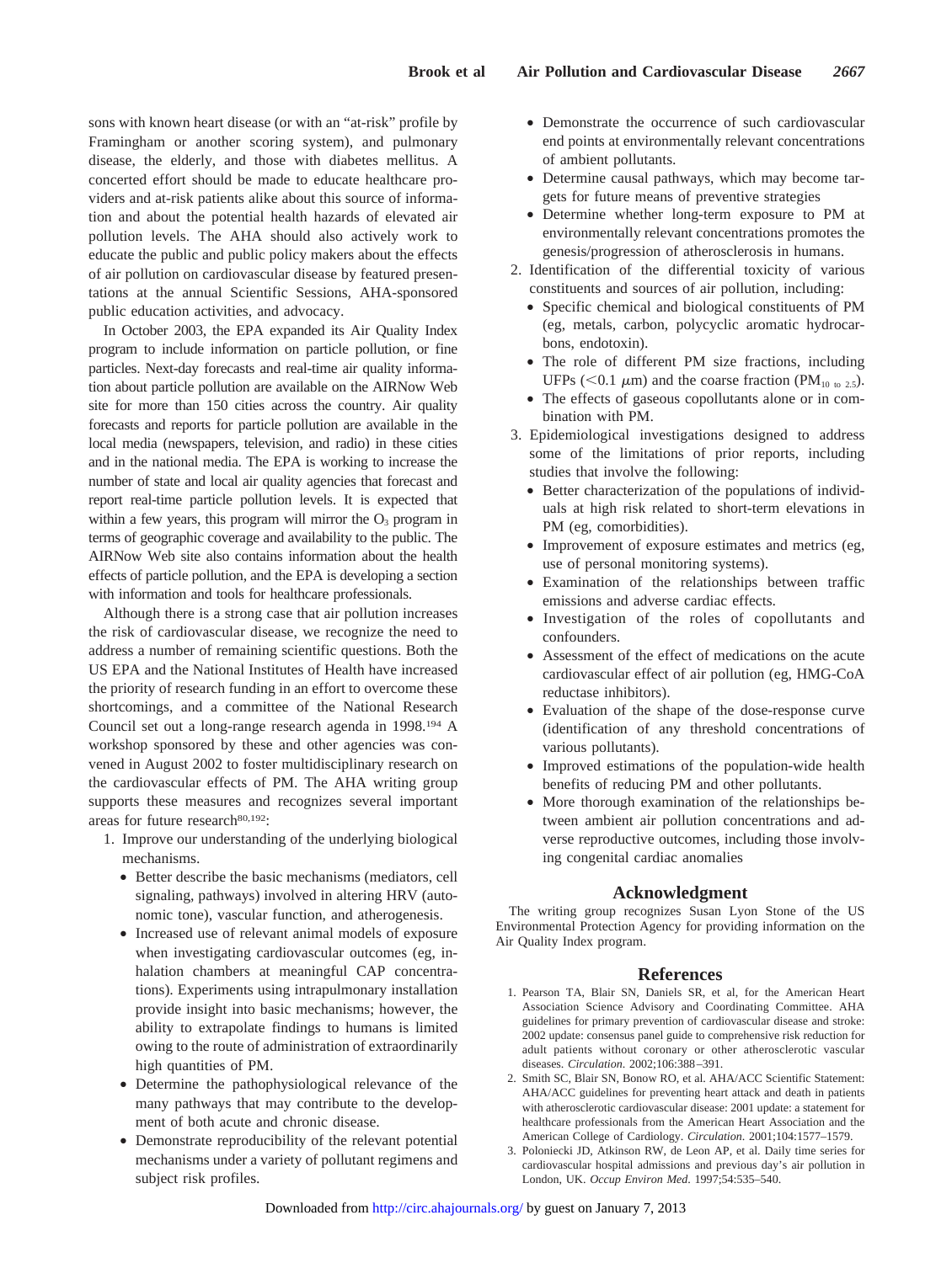sons with known heart disease (or with an "at-risk" profile by Framingham or another scoring system), and pulmonary disease, the elderly, and those with diabetes mellitus. A concerted effort should be made to educate healthcare providers and at-risk patients alike about this source of information and about the potential health hazards of elevated air pollution levels. The AHA should also actively work to educate the public and public policy makers about the effects of air pollution on cardiovascular disease by featured presentations at the annual Scientific Sessions, AHA-sponsored public education activities, and advocacy.

In October 2003, the EPA expanded its Air Quality Index program to include information on particle pollution, or fine particles. Next-day forecasts and real-time air quality information about particle pollution are available on the AIRNow Web site for more than 150 cities across the country. Air quality forecasts and reports for particle pollution are available in the local media (newspapers, television, and radio) in these cities and in the national media. The EPA is working to increase the number of state and local air quality agencies that forecast and report real-time particle pollution levels. It is expected that within a few years, this program will mirror the $O_3$ program in terms of geographic coverage and availability to the public. The AIRNow Web site also contains information about the health effects of particle pollution, and the EPA is developing a section with information and tools for healthcare professionals.

Although there is a strong case that air pollution increases the risk of cardiovascular disease, we recognize the need to address a number of remaining scientific questions. Both the US EPA and the National Institutes of Health have increased the priority of research funding in an effort to overcome these shortcomings, and a committee of the National Research Council set out a long-range research agenda in 1998.[194] A workshop sponsored by these and other agencies was convened in August 2002 to foster multidisciplinary research on the cardiovascular effects of PM. The AHA writing group supports these measures and recognizes several important areas for future research[80,192]:

1. Improve our understanding of the underlying biological mechanisms.
   - Better describe the basic mechanisms (mediators, cell signaling, pathways) involved in altering HRV (autonomic tone), vascular function, and atherogenesis.
   - Increased use of relevant animal models of exposure when investigating cardiovascular outcomes (eg, inhalation chambers at meaningful CAP concentrations). Experiments using intrapulmonary installation provide insight into basic mechanisms; however, the ability to extrapolate findings to humans is limited owing to the route of administration of extraordinarily high quantities of PM.
   - Determine the pathophysiological relevance of the many pathways that may contribute to the development of both acute and chronic disease.
   - Demonstrate reproducibility of the relevant potential mechanisms under a variety of pollutant regimens and subject risk profiles.
   - Demonstrate the occurrence of such cardiovascular end points at environmentally relevant concentrations of ambient pollutants.
   - Determine causal pathways, which may become targets for future means of preventive strategies
   - Determine whether long-term exposure to PM at environmentally relevant concentrations promotes the genesis/progression of atherosclerosis in humans.
2. Identification of the differential toxicity of various constituents and sources of air pollution, including:
   - Specific chemical and biological constituents of PM (eg, metals, carbon, polycyclic aromatic hydrocarbons, endotoxin).
   - The role of different PM size fractions, including UFPs ($<0.1$ $\mu$m) and the coarse fraction ($PM_{10 \text{ to } 2.5}$).
   - The effects of gaseous copollutants alone or in combination with PM.
3. Epidemiological investigations designed to address some of the limitations of prior reports, including studies that involve the following:
   - Better characterization of the populations of individuals at high risk related to short-term elevations in PM (eg, comorbidities).
   - Improvement of exposure estimates and metrics (eg, use of personal monitoring systems).
   - Examination of the relationships between traffic emissions and adverse cardiac effects.
   - Investigation of the roles of copollutants and confounders.
   - Assessment of the effect of medications on the acute cardiovascular effect of air pollution (eg, HMG-CoA reductase inhibitors).
   - Evaluation of the shape of the dose-response curve (identification of any threshold concentrations of various pollutants).
   - Improved estimations of the population-wide health benefits of reducing PM and other pollutants.
   - More thorough examination of the relationships between ambient air pollution concentrations and adverse reproductive outcomes, including those involving congenital cardiac anomalies

## Acknowledgment

The writing group recognizes Susan Lyon Stone of the US Environmental Protection Agency for providing information on the Air Quality Index program.

## References

1. Pearson TA, Blair SN, Daniels SR, et al, for the American Heart Association Science Advisory and Coordinating Committee. AHA guidelines for primary prevention of cardiovascular disease and stroke: 2002 update: consensus panel guide to comprehensive risk reduction for adult patients without coronary or other atherosclerotic vascular diseases. *Circulation.* 2002;106:388–391.
2. Smith SC, Blair SN, Bonow RO, et al. AHA/ACC Scientific Statement: AHA/ACC guidelines for preventing heart attack and death in patients with atherosclerotic cardiovascular disease: 2001 update: a statement for healthcare professionals from the American Heart Association and the American College of Cardiology. *Circulation.* 2001;104:1577–1579.
3. Poloniecki JD, Atkinson RW, de Leon AP, et al. Daily time series for cardiovascular hospital admissions and previous day's air pollution in London, UK. *Occup Environ Med.* 1997;54:535–540.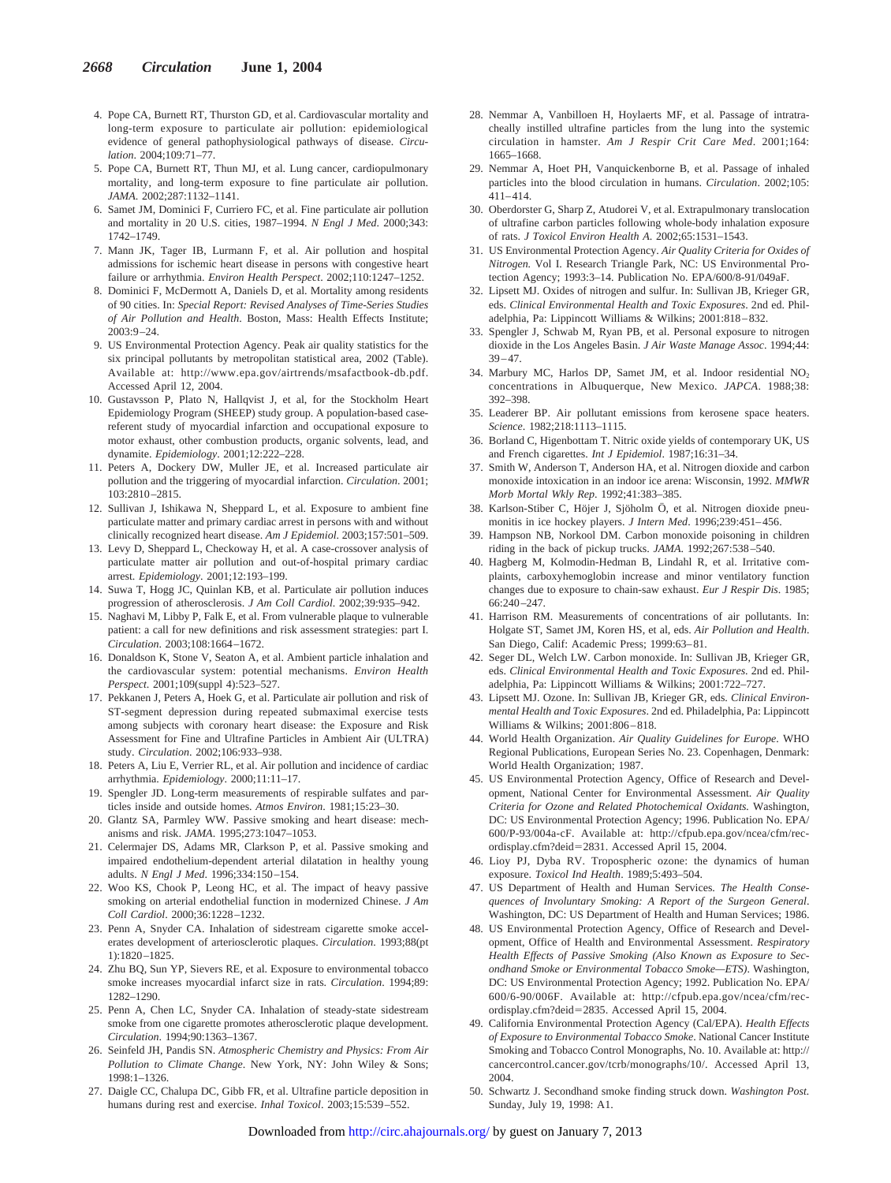4. Pope CA, Burnett RT, Thurston GD, et al. Cardiovascular mortality and long-term exposure to particulate air pollution: epidemiological evidence of general pathophysiological pathways of disease. *Circulation*. 2004;109:71–77.
5. Pope CA, Burnett RT, Thun MJ, et al. Lung cancer, cardiopulmonary mortality, and long-term exposure to fine particulate air pollution. *JAMA*. 2002;287:1132–1141.
6. Samet JM, Dominici F, Curriero FC, et al. Fine particulate air pollution and mortality in 20 U.S. cities, 1987–1994. *N Engl J Med*. 2000;343: 1742–1749.
7. Mann JK, Tager IB, Lurmann F, et al. Air pollution and hospital admissions for ischemic heart disease in persons with congestive heart failure or arrhythmia. *Environ Health Perspect*. 2002;110:1247–1252.
8. Dominici F, McDermott A, Daniels D, et al. Mortality among residents of 90 cities. In: *Special Report: Revised Analyses of Time-Series Studies of Air Pollution and Health*. Boston, Mass: Health Effects Institute; 2003:9–24.
9. US Environmental Protection Agency. Peak air quality statistics for the six principal pollutants by metropolitan statistical area, 2002 (Table). Available at: http://www.epa.gov/airtrends/msafactbook-db.pdf. Accessed April 12, 2004.
10. Gustavsson P, Plato N, Hallqvist J, et al, for the Stockholm Heart Epidemiology Program (SHEEP) study group. A population-based case-referent study of myocardial infarction and occupational exposure to motor exhaust, other combustion products, organic solvents, lead, and dynamite. *Epidemiology*. 2001;12:222–228.
11. Peters A, Dockery DW, Muller JE, et al. Increased particulate air pollution and the triggering of myocardial infarction. *Circulation*. 2001; 103:2810–2815.
12. Sullivan J, Ishikawa N, Sheppard L, et al. Exposure to ambient fine particulate matter and primary cardiac arrest in persons with and without clinically recognized heart disease. *Am J Epidemiol*. 2003;157:501–509.
13. Levy D, Sheppard L, Checkoway H, et al. A case-crossover analysis of particulate matter air pollution and out-of-hospital primary cardiac arrest. *Epidemiology*. 2001;12:193–199.
14. Suwa T, Hogg JC, Quinlan KB, et al. Particulate air pollution induces progression of atherosclerosis. *J Am Coll Cardiol*. 2002;39:935–942.
15. Naghavi M, Libby P, Falk E, et al. From vulnerable plaque to vulnerable patient: a call for new definitions and risk assessment strategies: part I. *Circulation*. 2003;108:1664–1672.
16. Donaldson K, Stone V, Seaton A, et al. Ambient particle inhalation and the cardiovascular system: potential mechanisms. *Environ Health Perspect*. 2001;109(suppl 4):523–527.
17. Pekkanen J, Peters A, Hoek G, et al. Particulate air pollution and risk of ST-segment depression during repeated submaximal exercise tests among subjects with coronary heart disease: the Exposure and Risk Assessment for Fine and Ultrafine Particles in Ambient Air (ULTRA) study. *Circulation*. 2002;106:933–938.
18. Peters A, Liu E, Verrier RL, et al. Air pollution and incidence of cardiac arrhythmia. *Epidemiology*. 2000;11:11–17.
19. Spengler JD. Long-term measurements of respirable sulfates and particles inside and outside homes. *Atmos Environ*. 1981;15:23–30.
20. Glantz SA, Parmley WW. Passive smoking and heart disease: mechanisms and risk. *JAMA*. 1995;273:1047–1053.
21. Celermajer DS, Adams MR, Clarkson P, et al. Passive smoking and impaired endothelium-dependent arterial dilatation in healthy young adults. *N Engl J Med*. 1996;334:150–154.
22. Woo KS, Chook P, Leong HC, et al. The impact of heavy passive smoking on arterial endothelial function in modernized Chinese. *J Am Coll Cardiol*. 2000;36:1228–1232.
23. Penn A, Snyder CA. Inhalation of sidestream cigarette smoke accelerates development of arteriosclerotic plaques. *Circulation*. 1993;88(pt 1):1820–1825.
24. Zhu BQ, Sun YP, Sievers RE, et al. Exposure to environmental tobacco smoke increases myocardial infarct size in rats. *Circulation*. 1994;89: 1282–1290.
25. Penn A, Chen LC, Snyder CA. Inhalation of steady-state sidestream smoke from one cigarette promotes atherosclerotic plaque development. *Circulation*. 1994;90:1363–1367.
26. Seinfeld JH, Pandis SN. *Atmospheric Chemistry and Physics: From Air Pollution to Climate Change*. New York, NY: John Wiley & Sons; 1998:1–1326.
27. Daigle CC, Chalupa DC, Gibb FR, et al. Ultrafine particle deposition in humans during rest and exercise. *Inhal Toxicol*. 2003;15:539–552.
28. Nemmar A, Vanbilloen H, Hoylaerts MF, et al. Passage of intratracheally instilled ultrafine particles from the lung into the systemic circulation in hamster. *Am J Respir Crit Care Med*. 2001;164: 1665–1668.
29. Nemmar A, Hoet PH, Vanquickenborne B, et al. Passage of inhaled particles into the blood circulation in humans. *Circulation*. 2002;105: 411–414.
30. Oberdorster G, Sharp Z, Atudorei V, et al. Extrapulmonary translocation of ultrafine carbon particles following whole-body inhalation exposure of rats. *J Toxicol Environ Health A*. 2002;65:1531–1543.
31. US Environmental Protection Agency. *Air Quality Criteria for Oxides of Nitrogen*. Vol I. Research Triangle Park, NC: US Environmental Protection Agency; 1993:3–14. Publication No. EPA/600/8-91/049aF.
32. Lipsett MJ. Oxides of nitrogen and sulfur. In: Sullivan JB, Krieger GR, eds. *Clinical Environmental Health and Toxic Exposures*. 2nd ed. Philadelphia, Pa: Lippincott Williams & Wilkins; 2001:818–832.
33. Spengler J, Schwab M, Ryan PB, et al. Personal exposure to nitrogen dioxide in the Los Angeles Basin. *J Air Waste Manage Assoc*. 1994;44: 39–47.
34. Marbury MC, Harlos DP, Samet JM, et al. Indoor residential $NO_2$ concentrations in Albuquerque, New Mexico. *JAPCA*. 1988;38: 392–398.
35. Leaderer BP. Air pollutant emissions from kerosene space heaters. *Science*. 1982;218:1113–1115.
36. Borland C, Higenbottam T. Nitric oxide yields of contemporary UK, US and French cigarettes. *Int J Epidemiol*. 1987;16:31–34.
37. Smith W, Anderson T, Anderson HA, et al. Nitrogen dioxide and carbon monoxide intoxication in an indoor ice arena: Wisconsin, 1992. *MMWR Morb Mortal Wkly Rep*. 1992;41:383–385.
38. Karlson-Stiber C, Höjer J, Sjöholm Ö, et al. Nitrogen dioxide pneumonitis in ice hockey players. *J Intern Med*. 1996;239:451–456.
39. Hampson NB, Norkool DM. Carbon monoxide poisoning in children riding in the back of pickup trucks. *JAMA*. 1992;267:538–540.
40. Hagberg M, Kolmodin-Hedman B, Lindahl R, et al. Irritative complaints, carboxyhemoglobin increase and minor ventilatory function changes due to exposure to chain-saw exhaust. *Eur J Respir Dis*. 1985; 66:240–247.
41. Harrison RM. Measurements of concentrations of air pollutants. In: Holgate ST, Samet JM, Koren HS, et al, eds. *Air Pollution and Health*. San Diego, Calif: Academic Press; 1999:63–81.
42. Seger DL, Welch LW. Carbon monoxide. In: Sullivan JB, Krieger GR, eds. *Clinical Environmental Health and Toxic Exposures*. 2nd ed. Philadelphia, Pa: Lippincott Williams & Wilkins; 2001:722–727.
43. Lipsett MJ. Ozone. In: Sullivan JB, Krieger GR, eds. *Clinical Environmental Health and Toxic Exposures*. 2nd ed. Philadelphia, Pa: Lippincott Williams & Wilkins; 2001:806–818.
44. World Health Organization. *Air Quality Guidelines for Europe*. WHO Regional Publications, European Series No. 23. Copenhagen, Denmark: World Health Organization; 1987.
45. US Environmental Protection Agency, Office of Research and Development, National Center for Environmental Assessment. *Air Quality Criteria for Ozone and Related Photochemical Oxidants*. Washington, DC: US Environmental Protection Agency; 1996. Publication No. EPA/600/P-93/004a-cF. Available at: http://cfpub.epa.gov/ncea/cfm/recordisplay.cfm?deid=2831. Accessed April 15, 2004.
46. Lioy PJ, Dyba RV. Tropospheric ozone: the dynamics of human exposure. *Toxicol Ind Health*. 1989;5:493–504.
47. US Department of Health and Human Services. *The Health Consequences of Involuntary Smoking: A Report of the Surgeon General*. Washington, DC: US Department of Health and Human Services; 1986.
48. US Environmental Protection Agency, Office of Research and Development, Office of Health and Environmental Assessment. *Respiratory Health Effects of Passive Smoking (Also Known as Exposure to Secondhand Smoke or Environmental Tobacco Smoke—ETS)*. Washington, DC: US Environmental Protection Agency; 1992. Publication No. EPA/600/6-90/006F. Available at: http://cfpub.epa.gov/ncea/cfm/recordisplay.cfm?deid=2835. Accessed April 15, 2004.
49. California Environmental Protection Agency (Cal/EPA). *Health Effects of Exposure to Environmental Tobacco Smoke*. National Cancer Institute Smoking and Tobacco Control Monographs, No. 10. Available at: http://cancercontrol.cancer.gov/tcrb/monographs/10/. Accessed April 13, 2004.
50. Schwartz J. Secondhand smoke finding struck down. *Washington Post*. Sunday, July 19, 1998: A1.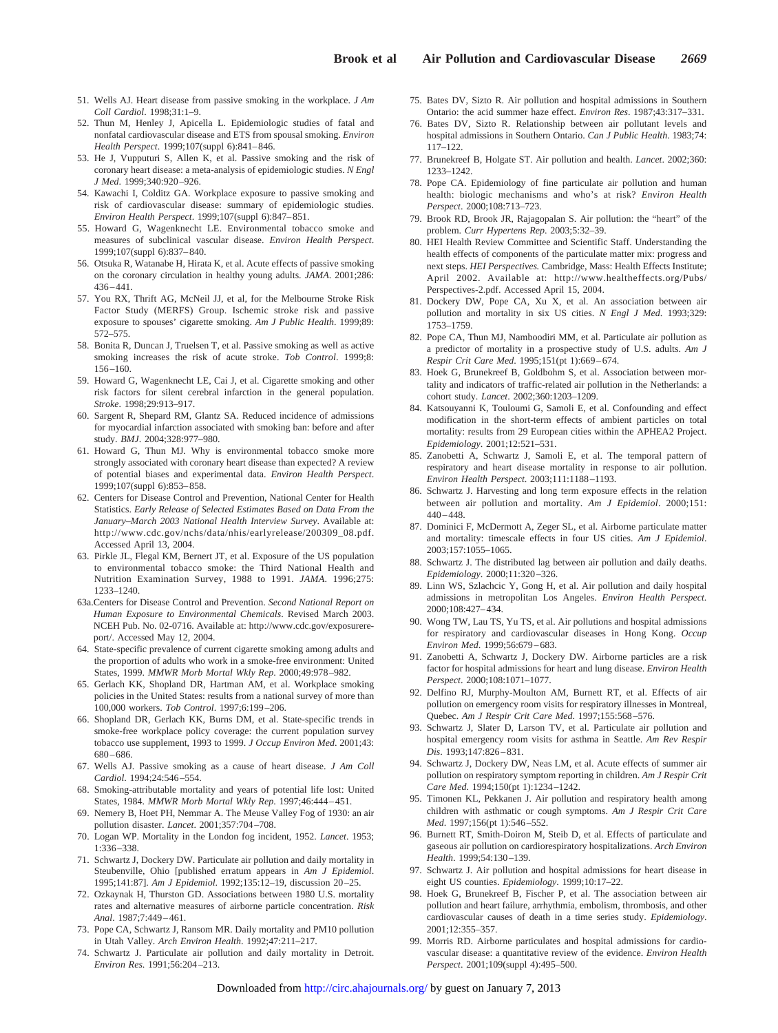51. Wells AJ. Heart disease from passive smoking in the workplace. *J Am Coll Cardiol*. 1998;31:1–9.
52. Thun M, Henley J, Apicella L. Epidemiologic studies of fatal and nonfatal cardiovascular disease and ETS from spousal smoking. *Environ Health Perspect*. 1999;107(suppl 6):841–846.
53. He J, Vupputuri S, Allen K, et al. Passive smoking and the risk of coronary heart disease: a meta-analysis of epidemiologic studies. *N Engl J Med*. 1999;340:920–926.
54. Kawachi I, Colditz GA. Workplace exposure to passive smoking and risk of cardiovascular disease: summary of epidemiologic studies. *Environ Health Perspect*. 1999;107(suppl 6):847–851.
55. Howard G, Wagenknecht LE. Environmental tobacco smoke and measures of subclinical vascular disease. *Environ Health Perspect*. 1999;107(suppl 6):837–840.
56. Otsuka R, Watanabe H, Hirata K, et al. Acute effects of passive smoking on the coronary circulation in healthy young adults. *JAMA*. 2001;286: 436–441.
57. You RX, Thrift AG, McNeil JJ, et al, for the Melbourne Stroke Risk Factor Study (MERFS) Group. Ischemic stroke risk and passive exposure to spouses' cigarette smoking. *Am J Public Health*. 1999;89: 572–575.
58. Bonita R, Duncan J, Truelsen T, et al. Passive smoking as well as active smoking increases the risk of acute stroke. *Tob Control*. 1999;8: 156–160.
59. Howard G, Wagenknecht LE, Cai J, et al. Cigarette smoking and other risk factors for silent cerebral infarction in the general population. *Stroke*. 1998;29:913–917.
60. Sargent R, Shepard RM, Glantz SA. Reduced incidence of admissions for myocardial infarction associated with smoking ban: before and after study. *BMJ*. 2004;328:977–980.
61. Howard G, Thun MJ. Why is environmental tobacco smoke more strongly associated with coronary heart disease than expected? A review of potential biases and experimental data. *Environ Health Perspect*. 1999;107(suppl 6):853–858.
62. Centers for Disease Control and Prevention, National Center for Health Statistics. *Early Release of Selected Estimates Based on Data From the January–March 2003 National Health Interview Survey*. Available at: http://www.cdc.gov/nchs/data/nhis/earlyrelease/200309_08.pdf. Accessed April 13, 2004.
63. Pirkle JL, Flegal KM, Bernert JT, et al. Exposure of the US population to environmental tobacco smoke: the Third National Health and Nutrition Examination Survey, 1988 to 1991. *JAMA*. 1996;275: 1233–1240.

63a. Centers for Disease Control and Prevention. *Second National Report on Human Exposure to Environmental Chemicals*. Revised March 2003. NCEH Pub. No. 02-0716. Available at: http://www.cdc.gov/exposurereport/. Accessed May 12, 2004.

64. State-specific prevalence of current cigarette smoking among adults and the proportion of adults who work in a smoke-free environment: United States, 1999. *MMWR Morb Mortal Wkly Rep*. 2000;49:978–982.
65. Gerlach KK, Shopland DR, Hartman AM, et al. Workplace smoking policies in the United States: results from a national survey of more than 100,000 workers. *Tob Control*. 1997;6:199–206.
66. Shopland DR, Gerlach KK, Burns DM, et al. State-specific trends in smoke-free workplace policy coverage: the current population survey tobacco use supplement, 1993 to 1999. *J Occup Environ Med*. 2001;43: 680–686.
67. Wells AJ. Passive smoking as a cause of heart disease. *J Am Coll Cardiol*. 1994;24:546–554.
68. Smoking-attributable mortality and years of potential life lost: United States, 1984. *MMWR Morb Mortal Wkly Rep*. 1997;46:444–451.
69. Nemery B, Hoet PH, Nemmar A. The Meuse Valley Fog of 1930: an air pollution disaster. *Lancet*. 2001;357:704–708.
70. Logan WP. Mortality in the London fog incident, 1952. *Lancet*. 1953; 1:336–338.
71. Schwartz J, Dockery DW. Particulate air pollution and daily mortality in Steubenville, Ohio [published erratum appears in *Am J Epidemiol*. 1995;141:87]. *Am J Epidemiol*. 1992;135:12–19, discussion 20–25.
72. Ozkaynak H, Thurston GD. Associations between 1980 U.S. mortality rates and alternative measures of airborne particle concentration. *Risk Anal*. 1987;7:449–461.
73. Pope CA, Schwartz J, Ransom MR. Daily mortality and PM10 pollution in Utah Valley. *Arch Environ Health*. 1992;47:211–217.
74. Schwartz J. Particulate air pollution and daily mortality in Detroit. *Environ Res*. 1991;56:204–213.
75. Bates DV, Sizto R. Air pollution and hospital admissions in Southern Ontario: the acid summer haze effect. *Environ Res*. 1987;43:317–331.
76. Bates DV, Sizto R. Relationship between air pollutant levels and hospital admissions in Southern Ontario. *Can J Public Health*. 1983;74: 117–122.
77. Brunekreef B, Holgate ST. Air pollution and health. *Lancet*. 2002;360: 1233–1242.
78. Pope CA. Epidemiology of fine particulate air pollution and human health: biologic mechanisms and who's at risk? *Environ Health Perspect*. 2000;108:713–723.
79. Brook RD, Brook JR, Rajagopalan S. Air pollution: the "heart" of the problem. *Curr Hypertens Rep*. 2003;5:32–39.
80. HEI Health Review Committee and Scientific Staff. Understanding the health effects of components of the particulate matter mix: progress and next steps. *HEI Perspectives.* Cambridge, Mass: Health Effects Institute; April 2002. Available at: http://www.healtheffects.org/Pubs/Perspectives-2.pdf. Accessed April 15, 2004.
81. Dockery DW, Pope CA, Xu X, et al. An association between air pollution and mortality in six US cities. *N Engl J Med*. 1993;329: 1753–1759.
82. Pope CA, Thun MJ, Namboodiri MM, et al. Particulate air pollution as a predictor of mortality in a prospective study of U.S. adults. *Am J Respir Crit Care Med*. 1995;151(pt 1):669–674.
83. Hoek G, Brunekreef B, Goldbohm S, et al. Association between mortality and indicators of traffic-related air pollution in the Netherlands: a cohort study. *Lancet*. 2002;360:1203–1209.
84. Katsouyanni K, Touloumi G, Samoli E, et al. Confounding and effect modification in the short-term effects of ambient particles on total mortality: results from 29 European cities within the APHEA2 Project. *Epidemiology*. 2001;12:521–531.
85. Zanobetti A, Schwartz J, Samoli E, et al. The temporal pattern of respiratory and heart disease mortality in response to air pollution. *Environ Health Perspect*. 2003;111:1188–1193.
86. Schwartz J. Harvesting and long term exposure effects in the relation between air pollution and mortality. *Am J Epidemiol*. 2000;151: 440–448.
87. Dominici F, McDermott A, Zeger SL, et al. Airborne particulate matter and mortality: timescale effects in four US cities. *Am J Epidemiol*. 2003;157:1055–1065.
88. Schwartz J. The distributed lag between air pollution and daily deaths. *Epidemiology*. 2000;11:320–326.
89. Linn WS, Szlachcic Y, Gong H, et al. Air pollution and daily hospital admissions in metropolitan Los Angeles. *Environ Health Perspect*. 2000;108:427–434.
90. Wong TW, Lau TS, Yu TS, et al. Air pollutions and hospital admissions for respiratory and cardiovascular diseases in Hong Kong. *Occup Environ Med*. 1999;56:679–683.
91. Zanobetti A, Schwartz J, Dockery DW. Airborne particles are a risk factor for hospital admissions for heart and lung disease. *Environ Health Perspect*. 2000;108:1071–1077.
92. Delfino RJ, Murphy-Moulton AM, Burnett RT, et al. Effects of air pollution on emergency room visits for respiratory illnesses in Montreal, Quebec. *Am J Respir Crit Care Med*. 1997;155:568–576.
93. Schwartz J, Slater D, Larson TV, et al. Particulate air pollution and hospital emergency room visits for asthma in Seattle. *Am Rev Respir Dis*. 1993;147:826–831.
94. Schwartz J, Dockery DW, Neas LM, et al. Acute effects of summer air pollution on respiratory symptom reporting in children. *Am J Respir Crit Care Med*. 1994;150(pt 1):1234–1242.
95. Timonen KL, Pekkanen J. Air pollution and respiratory health among children with asthmatic or cough symptoms. *Am J Respir Crit Care Med*. 1997;156(pt 1):546–552.
96. Burnett RT, Smith-Doiron M, Steib D, et al. Effects of particulate and gaseous air pollution on cardiorespiratory hospitalizations. *Arch Environ Health*. 1999;54:130–139.
97. Schwartz J. Air pollution and hospital admissions for heart disease in eight US counties. *Epidemiology*. 1999;10:17–22.
98. Hoek G, Brunekreef B, Fischer P, et al. The association between air pollution and heart failure, arrhythmia, embolism, thrombosis, and other cardiovascular causes of death in a time series study. *Epidemiology*. 2001;12:355–357.
99. Morris RD. Airborne particulates and hospital admissions for cardiovascular disease: a quantitative review of the evidence. *Environ Health Perspect*. 2001;109(suppl 4):495–500.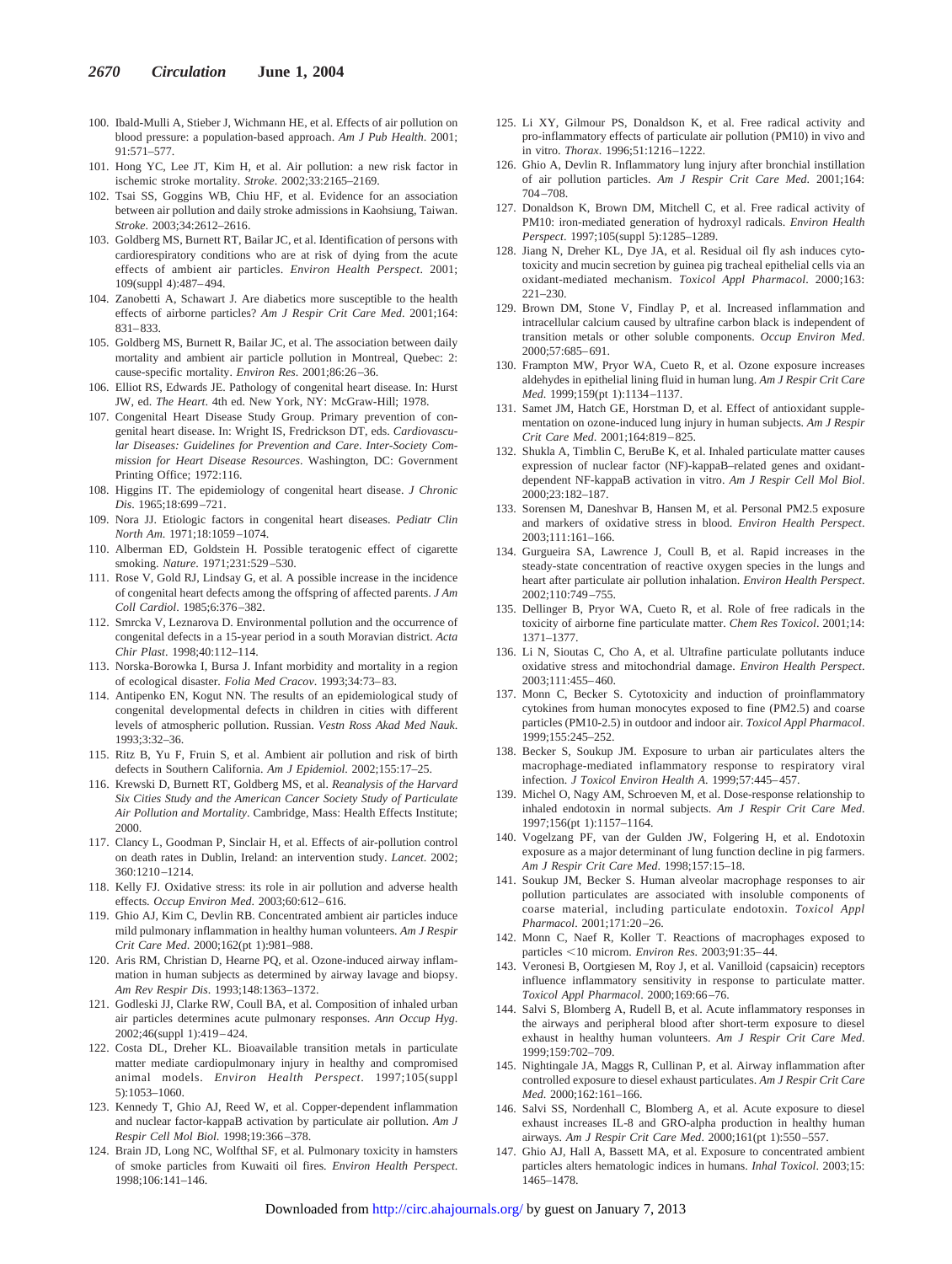100. Ibald-Mulli A, Stieber J, Wichmann HE, et al. Effects of air pollution on blood pressure: a population-based approach. *Am J Pub Health*. 2001; 91:571–577.
101. Hong YC, Lee JT, Kim H, et al. Air pollution: a new risk factor in ischemic stroke mortality. *Stroke*. 2002;33:2165–2169.
102. Tsai SS, Goggins WB, Chiu HF, et al. Evidence for an association between air pollution and daily stroke admissions in Kaohsiung, Taiwan. *Stroke*. 2003;34:2612–2616.
103. Goldberg MS, Burnett RT, Bailar JC, et al. Identification of persons with cardiorespiratory conditions who are at risk of dying from the acute effects of ambient air particles. *Environ Health Perspect*. 2001; 109(suppl 4):487–494.
104. Zanobetti A, Schawart J. Are diabetics more susceptible to the health effects of airborne particles? *Am J Respir Crit Care Med*. 2001;164: 831–833.
105. Goldberg MS, Burnett R, Bailar JC, et al. The association between daily mortality and ambient air particle pollution in Montreal, Quebec: 2: cause-specific mortality. *Environ Res*. 2001;86:26–36.
106. Elliot RS, Edwards JE. Pathology of congenital heart disease. In: Hurst JW, ed. *The Heart*. 4th ed. New York, NY: McGraw-Hill; 1978.
107. Congenital Heart Disease Study Group. Primary prevention of congenital heart disease. In: Wright IS, Fredrickson DT, eds. *Cardiovascular Diseases: Guidelines for Prevention and Care. Inter-Society Commission for Heart Disease Resources*. Washington, DC: Government Printing Office; 1972:116.
108. Higgins IT. The epidemiology of congenital heart disease. *J Chronic Dis*. 1965;18:699–721.
109. Nora JJ. Etiologic factors in congenital heart diseases. *Pediatr Clin North Am*. 1971;18:1059–1074.
110. Alberman ED, Goldstein H. Possible teratogenic effect of cigarette smoking. *Nature*. 1971;231:529–530.
111. Rose V, Gold RJ, Lindsay G, et al. A possible increase in the incidence of congenital heart defects among the offspring of affected parents. *J Am Coll Cardiol*. 1985;6:376–382.
112. Smrcka V, Leznarova D. Environmental pollution and the occurrence of congenital defects in a 15-year period in a south Moravian district. *Acta Chir Plast*. 1998;40:112–114.
113. Norska-Borowka I, Bursa J. Infant morbidity and mortality in a region of ecological disaster. *Folia Med Cracov*. 1993;34:73–83.
114. Antipenko EN, Kogut NN. The results of an epidemiological study of congenital developmental defects in children in cities with different levels of atmospheric pollution. Russian. *Vestn Ross Akad Med Nauk*. 1993;3:32–36.
115. Ritz B, Yu F, Fruin S, et al. Ambient air pollution and risk of birth defects in Southern California. *Am J Epidemiol*. 2002;155:17–25.
116. Krewski D, Burnett RT, Goldberg MS, et al. *Reanalysis of the Harvard Six Cities Study and the American Cancer Society Study of Particulate Air Pollution and Mortality*. Cambridge, Mass: Health Effects Institute; 2000.
117. Clancy L, Goodman P, Sinclair H, et al. Effects of air-pollution control on death rates in Dublin, Ireland: an intervention study. *Lancet*. 2002; 360:1210–1214.
118. Kelly FJ. Oxidative stress: its role in air pollution and adverse health effects. *Occup Environ Med*. 2003;60:612–616.
119. Ghio AJ, Kim C, Devlin RB. Concentrated ambient air particles induce mild pulmonary inflammation in healthy human volunteers. *Am J Respir Crit Care Med*. 2000;162(pt 1):981–988.
120. Aris RM, Christian D, Hearne PQ, et al. Ozone-induced airway inflammation in human subjects as determined by airway lavage and biopsy. *Am Rev Respir Dis*. 1993;148:1363–1372.
121. Godleski JJ, Clarke RW, Coull BA, et al. Composition of inhaled urban air particles determines acute pulmonary responses. *Ann Occup Hyg*. 2002;46(suppl 1):419–424.
122. Costa DL, Dreher KL. Bioavailable transition metals in particulate matter mediate cardiopulmonary injury in healthy and compromised animal models. *Environ Health Perspect*. 1997;105(suppl 5):1053–1060.
123. Kennedy T, Ghio AJ, Reed W, et al. Copper-dependent inflammation and nuclear factor-kappaB activation by particulate air pollution. *Am J Respir Cell Mol Biol*. 1998;19:366–378.
124. Brain JD, Long NC, Wolfthal SF, et al. Pulmonary toxicity in hamsters of smoke particles from Kuwaiti oil fires. *Environ Health Perspect*. 1998;106:141–146.
125. Li XY, Gilmour PS, Donaldson K, et al. Free radical activity and pro-inflammatory effects of particulate air pollution (PM10) in vivo and in vitro. *Thorax*. 1996;51:1216–1222.
126. Ghio A, Devlin R. Inflammatory lung injury after bronchial instillation of air pollution particles. *Am J Respir Crit Care Med*. 2001;164: 704–708.
127. Donaldson K, Brown DM, Mitchell C, et al. Free radical activity of PM10: iron-mediated generation of hydroxyl radicals. *Environ Health Perspect*. 1997;105(suppl 5):1285–1289.
128. Jiang N, Dreher KL, Dye JA, et al. Residual oil fly ash induces cytotoxicity and mucin secretion by guinea pig tracheal epithelial cells via an oxidant-mediated mechanism. *Toxicol Appl Pharmacol*. 2000;163: 221–230.
129. Brown DM, Stone V, Findlay P, et al. Increased inflammation and intracellular calcium caused by ultrafine carbon black is independent of transition metals or other soluble components. *Occup Environ Med*. 2000;57:685–691.
130. Frampton MW, Pryor WA, Cueto R, et al. Ozone exposure increases aldehydes in epithelial lining fluid in human lung. *Am J Respir Crit Care Med*. 1999;159(pt 1):1134–1137.
131. Samet JM, Hatch GE, Horstman D, et al. Effect of antioxidant supplementation on ozone-induced lung injury in human subjects. *Am J Respir Crit Care Med*. 2001;164:819–825.
132. Shukla A, Timblin C, BeruBe K, et al. Inhaled particulate matter causes expression of nuclear factor (NF)-kappaB–related genes and oxidant-dependent NF-kappaB activation in vitro. *Am J Respir Cell Mol Biol*. 2000;23:182–187.
133. Sorensen M, Daneshvar B, Hansen M, et al. Personal PM2.5 exposure and markers of oxidative stress in blood. *Environ Health Perspect*. 2003;111:161–166.
134. Gurgueira SA, Lawrence J, Coull B, et al. Rapid increases in the steady-state concentration of reactive oxygen species in the lungs and heart after particulate air pollution inhalation. *Environ Health Perspect*. 2002;110:749–755.
135. Dellinger B, Pryor WA, Cueto R, et al. Role of free radicals in the toxicity of airborne fine particulate matter. *Chem Res Toxicol*. 2001;14: 1371–1377.
136. Li N, Sioutas C, Cho A, et al. Ultrafine particulate pollutants induce oxidative stress and mitochondrial damage. *Environ Health Perspect*. 2003;111:455–460.
137. Monn C, Becker S. Cytotoxicity and induction of proinflammatory cytokines from human monocytes exposed to fine (PM2.5) and coarse particles (PM10-2.5) in outdoor and indoor air. *Toxicol Appl Pharmacol*. 1999;155:245–252.
138. Becker S, Soukup JM. Exposure to urban air particulates alters the macrophage-mediated inflammatory response to respiratory viral infection. *J Toxicol Environ Health A*. 1999;57:445–457.
139. Michel O, Nagy AM, Schroeven M, et al. Dose-response relationship to inhaled endotoxin in normal subjects. *Am J Respir Crit Care Med*. 1997;156(pt 1):1157–1164.
140. Vogelzang PF, van der Gulden JW, Folgering H, et al. Endotoxin exposure as a major determinant of lung function decline in pig farmers. *Am J Respir Crit Care Med*. 1998;157:15–18.
141. Soukup JM, Becker S. Human alveolar macrophage responses to air pollution particulates are associated with insoluble components of coarse material, including particulate endotoxin. *Toxicol Appl Pharmacol*. 2001;171:20–26.
142. Monn C, Naef R, Koller T. Reactions of macrophages exposed to particles <10 microm. *Environ Res*. 2003;91:35–44.
143. Veronesi B, Oortgiesen M, Roy J, et al. Vanilloid (capsaicin) receptors influence inflammatory sensitivity in response to particulate matter. *Toxicol Appl Pharmacol*. 2000;169:66–76.
144. Salvi S, Blomberg A, Rudell B, et al. Acute inflammatory responses in the airways and peripheral blood after short-term exposure to diesel exhaust in healthy human volunteers. *Am J Respir Crit Care Med*. 1999;159:702–709.
145. Nightingale JA, Maggs R, Cullinan P, et al. Airway inflammation after controlled exposure to diesel exhaust particulates. *Am J Respir Crit Care Med*. 2000;162:161–166.
146. Salvi SS, Nordenhall C, Blomberg A, et al. Acute exposure to diesel exhaust increases IL-8 and GRO-alpha production in healthy human airways. *Am J Respir Crit Care Med*. 2000;161(pt 1):550–557.
147. Ghio AJ, Hall A, Bassett MA, et al. Exposure to concentrated ambient particles alters hematologic indices in humans. *Inhal Toxicol*. 2003;15: 1465–1478.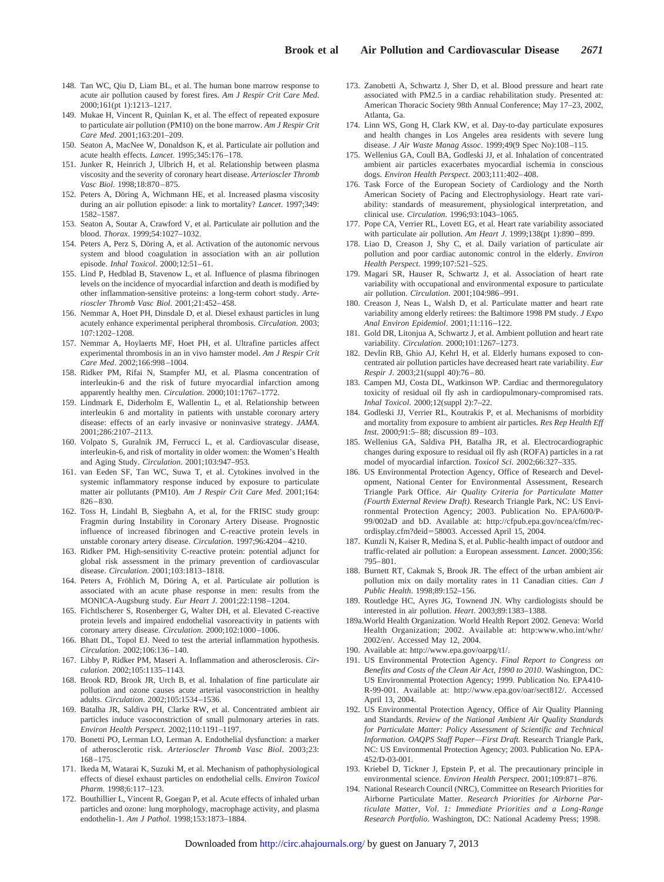148. Tan WC, Qiu D, Liam BL, et al. The human bone marrow response to acute air pollution caused by forest fires. *Am J Respir Crit Care Med*. 2000;161(pt 1):1213–1217.
149. Mukae H, Vincent R, Quinlan K, et al. The effect of repeated exposure to particulate air pollution (PM10) on the bone marrow. *Am J Respir Crit Care Med*. 2001;163:201–209.
150. Seaton A, MacNee W, Donaldson K, et al. Particulate air pollution and acute health effects. *Lancet*. 1995;345:176–178.
151. Junker R, Heinrich J, Ulbrich H, et al. Relationship between plasma viscosity and the severity of coronary heart disease. *Arterioscler Thromb Vasc Biol*. 1998;18:870–875.
152. Peters A, Döring A, Wichmann HE, et al. Increased plasma viscosity during an air pollution episode: a link to mortality? *Lancet*. 1997;349: 1582–1587.
153. Seaton A, Soutar A, Crawford V, et al. Particulate air pollution and the blood. *Thorax*. 1999;54:1027–1032.
154. Peters A, Perz S, Döring A, et al. Activation of the autonomic nervous system and blood coagulation in association with an air pollution episode. *Inhal Toxicol*. 2000;12:51–61.
155. Lind P, Hedblad B, Stavenow L, et al. Influence of plasma fibrinogen levels on the incidence of myocardial infarction and death is modified by other inflammation-sensitive proteins: a long-term cohort study. *Arterioscler Thromb Vasc Biol*. 2001;21:452–458.
156. Nemmar A, Hoet PH, Dinsdale D, et al. Diesel exhaust particles in lung acutely enhance experimental peripheral thrombosis. *Circulation*. 2003; 107:1202–1208.
157. Nemmar A, Hoylaerts MF, Hoet PH, et al. Ultrafine particles affect experimental thrombosis in an in vivo hamster model. *Am J Respir Crit Care Med*. 2002;166:998–1004.
158. Ridker PM, Rifai N, Stampfer MJ, et al. Plasma concentration of interleukin-6 and the risk of future myocardial infarction among apparently healthy men. *Circulation*. 2000;101:1767–1772.
159. Lindmark E, Diderholm E, Wallentin L, et al. Relationship between interleukin 6 and mortality in patients with unstable coronary artery disease: effects of an early invasive or noninvasive strategy. *JAMA*. 2001;286:2107–2113.
160. Volpato S, Guralnik JM, Ferrucci L, et al. Cardiovascular disease, interleukin-6, and risk of mortality in older women: the Women's Health and Aging Study. *Circulation*. 2001;103:947–953.
161. van Eeden SF, Tan WC, Suwa T, et al. Cytokines involved in the systemic inflammatory response induced by exposure to particulate matter air pollutants (PM10). *Am J Respir Crit Care Med*. 2001;164: 826–830.
162. Toss H, Lindahl B, Siegbahn A, et al, for the FRISC study group: Fragmin during Instability in Coronary Artery Disease. Prognostic influence of increased fibrinogen and C-reactive protein levels in unstable coronary artery disease. *Circulation*. 1997;96:4204–4210.
163. Ridker PM. High-sensitivity C-reactive protein: potential adjunct for global risk assessment in the primary prevention of cardiovascular disease. *Circulation*. 2001;103:1813–1818.
164. Peters A, Fröhlich M, Döring A, et al. Particulate air pollution is associated with an acute phase response in men: results from the MONICA-Augsburg study. *Eur Heart J*. 2001;22:1198–1204.
165. Fichtlscherer S, Rosenberger G, Walter DH, et al. Elevated C-reactive protein levels and impaired endothelial vasoreactivity in patients with coronary artery disease. *Circulation*. 2000;102:1000–1006.
166. Bhatt DL, Topol EJ. Need to test the arterial inflammation hypothesis. *Circulation*. 2002;106:136–140.
167. Libby P, Ridker PM, Maseri A. Inflammation and atherosclerosis. *Circulation*. 2002;105:1135–1143.
168. Brook RD, Brook JR, Urch B, et al. Inhalation of fine particulate air pollution and ozone causes acute arterial vasoconstriction in healthy adults. *Circulation*. 2002;105:1534–1536.
169. Batalha JR, Saldiva PH, Clarke RW, et al. Concentrated ambient air particles induce vasoconstriction of small pulmonary arteries in rats. *Environ Health Perspect*. 2002;110:1191–1197.
170. Bonetti PO, Lerman LO, Lerman A. Endothelial dysfunction: a marker of atherosclerotic risk. *Arterioscler Thromb Vasc Biol*. 2003;23: 168–175.
171. Ikeda M, Watarai K, Suzuki M, et al. Mechanism of pathophysiological effects of diesel exhaust particles on endothelial cells. *Environ Toxicol Pharm*. 1998;6:117–123.
172. Bouthillier L, Vincent R, Goegan P, et al. Acute effects of inhaled urban particles and ozone: lung morphology, macrophage activity, and plasma endothelin-1. *Am J Pathol*. 1998;153:1873–1884.
173. Zanobetti A, Schwartz J, Sher D, et al. Blood pressure and heart rate associated with PM2.5 in a cardiac rehabilitation study. Presented at: American Thoracic Society 98th Annual Conference; May 17–23, 2002, Atlanta, Ga.
174. Linn WS, Gong H, Clark KW, et al. Day-to-day particulate exposures and health changes in Los Angeles area residents with severe lung disease. *J Air Waste Manag Assoc*. 1999;49(9 Spec No):108–115.
175. Wellenius GA, Coull BA, Godleski JJ, et al. Inhalation of concentrated ambient air particles exacerbates myocardial ischemia in conscious dogs. *Environ Health Perspect*. 2003;111:402–408.
176. Task Force of the European Society of Cardiology and the North American Society of Pacing and Electrophysiology. Heart rate variability: standards of measurement, physiological interpretation, and clinical use. *Circulation*. 1996;93:1043–1065.
177. Pope CA, Verrier RL, Lovett EG, et al. Heart rate variability associated with particulate air pollution. *Am Heart J*. 1999;138(pt 1):890–899.
178. Liao D, Creason J, Shy C, et al. Daily variation of particulate air pollution and poor cardiac autonomic control in the elderly. *Environ Health Perspect*. 1999;107:521–525.
179. Magari SR, Hauser R, Schwartz J, et al. Association of heart rate variability with occupational and environmental exposure to particulate air pollution. *Circulation*. 2001;104:986–991.
180. Creason J, Neas L, Walsh D, et al. Particulate matter and heart rate variability among elderly retirees: the Baltimore 1998 PM study. *J Expo Anal Environ Epidemiol*. 2001;11:116–122.
181. Gold DR, Litonjua A, Schwartz J, et al. Ambient pollution and heart rate variability. *Circulation*. 2000;101:1267–1273.
182. Devlin RB, Ghio AJ, Kehrl H, et al. Elderly humans exposed to concentrated air pollution particles have decreased heart rate variability. *Eur Respir J*. 2003;21(suppl 40):76–80.
183. Campen MJ, Costa DL, Watkinson WP. Cardiac and thermoregulatory toxicity of residual oil fly ash in cardiopulmonary-compromised rats. *Inhal Toxicol*. 2000;12(suppl 2):7–22.
184. Godleski JJ, Verrier RL, Koutrakis P, et al. Mechanisms of morbidity and mortality from exposure to ambient air particles. *Res Rep Health Eff Inst*. 2000;91:5–88; discussion 89–103.
185. Wellenius GA, Saldiva PH, Batalha JR, et al. Electrocardiographic changes during exposure to residual oil fly ash (ROFA) particles in a rat model of myocardial infarction. *Toxicol Sci*. 2002;66:327–335.
186. US Environmental Protection Agency, Office of Research and Development, National Center for Environmental Assessment, Research Triangle Park Office. *Air Quality Criteria for Particulate Matter (Fourth External Review Draft)*. Research Triangle Park, NC: US Environmental Protection Agency; 2003. Publication No. EPA/600/P-99/002aD and bD. Available at: http://cfpub.epa.gov/ncea/cfm/recordisplay.cfm?deid=58003. Accessed April 15, 2004.
187. Kunzli N, Kaiser R, Medina S, et al. Public-health impact of outdoor and traffic-related air pollution: a European assessment. *Lancet*. 2000;356: 795–801.
188. Burnett RT, Cakmak S, Brook JR. The effect of the urban ambient air pollution mix on daily mortality rates in 11 Canadian cities. *Can J Public Health*. 1998;89:152–156.
189. Routledge HC, Ayres JG, Townend JN. Why cardiologists should be interested in air pollution. *Heart*. 2003;89:1383–1388.

189a. World Health Organization. World Health Report 2002. Geneva: World Health Organization; 2002. Available at: http:www.who.int/whr/2002/en/. Accessed May 12, 2004.

190. Available at: http://www.epa.gov/oarpg/t1/.
191. US Environmental Protection Agency. *Final Report to Congress on Benefits and Costs of the Clean Air Act, 1990 to 2010*. Washington, DC: US Environmental Protection Agency; 1999. Publication No. EPA410-R-99-001. Available at: http://www.epa.gov/oar/sect812/. Accessed April 13, 2004.
192. US Environmental Protection Agency, Office of Air Quality Planning and Standards. *Review of the National Ambient Air Quality Standards for Particulate Matter: Policy Assessment of Scientific and Technical Information. OAQPS Staff Paper—First Draft.* Research Triangle Park, NC: US Environmental Protection Agency; 2003. Publication No. EPA-452/D-03-001.
193. Kriebel D, Tickner J, Epstein P, et al. The precautionary principle in environmental science. *Environ Health Perspect*. 2001;109:871–876.
194. National Research Council (NRC), Committee on Research Priorities for Airborne Particulate Matter. *Research Priorities for Airborne Particulate Matter, Vol. 1: Immediate Priorities and a Long-Range Research Portfolio*. Washington, DC: National Academy Press; 1998.

Downloaded from http://circ.ahajournals.org/ by guest on January 7, 2013